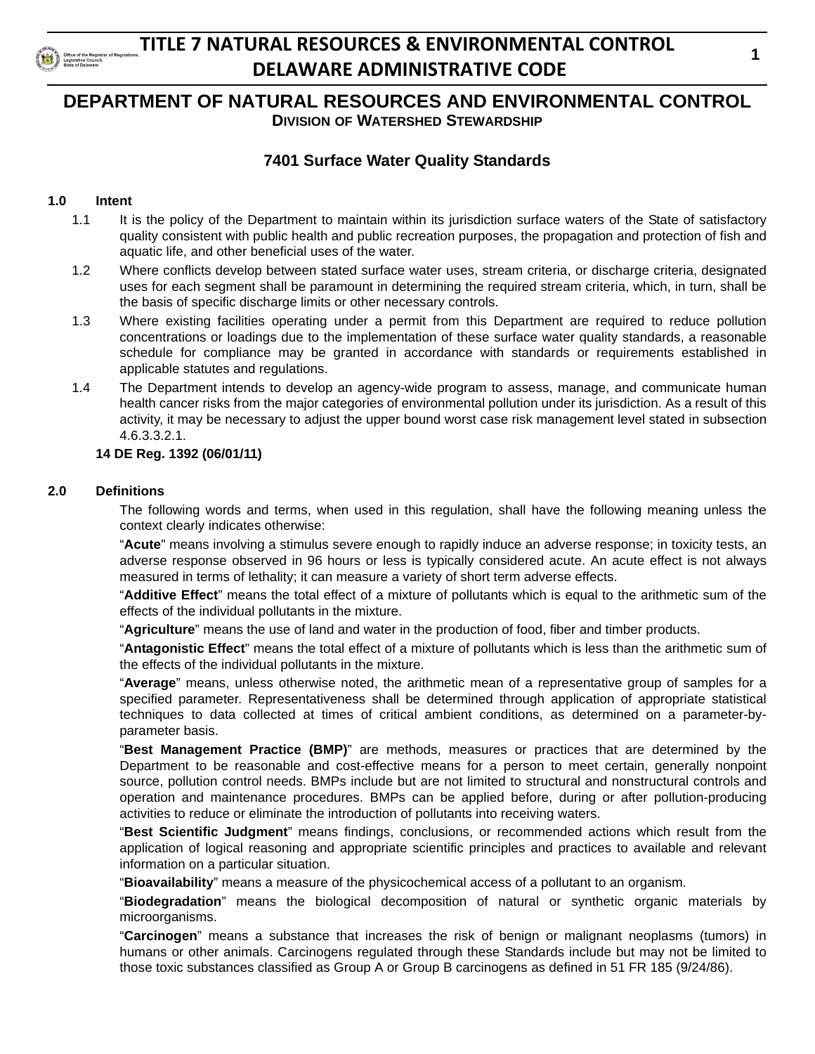# DEPARTMENT OF NATURAL RESOURCES AND ENVIRONMENTAL CONTROL

### DIVISION OF WATERSHED STEWARDSHIP

## 7401 Surface Water Quality Standards

**1.0 Intent**

1.1 It is the policy of the Department to maintain within its jurisdiction surface waters of the State of satisfactory quality consistent with public health and public recreation purposes, the propagation and protection of fish and aquatic life, and other beneficial uses of the water.

1.2 Where conflicts develop between stated surface water uses, stream criteria, or discharge criteria, designated uses for each segment shall be paramount in determining the required stream criteria, which, in turn, shall be the basis of specific discharge limits or other necessary controls.

1.3 Where existing facilities operating under a permit from this Department are required to reduce pollution concentrations or loadings due to the implementation of these surface water quality standards, a reasonable schedule for compliance may be granted in accordance with standards or requirements established in applicable statutes and regulations.

1.4 The Department intends to develop an agency-wide program to assess, manage, and communicate human health cancer risks from the major categories of environmental pollution under its jurisdiction. As a result of this activity, it may be necessary to adjust the upper bound worst case risk management level stated in subsection 4.6.3.3.2.1.

**14 DE Reg. 1392 (06/01/11)**

**2.0 Definitions**

The following words and terms, when used in this regulation, shall have the following meaning unless the context clearly indicates otherwise:

"**Acute**" means involving a stimulus severe enough to rapidly induce an adverse response; in toxicity tests, an adverse response observed in 96 hours or less is typically considered acute. An acute effect is not always measured in terms of lethality; it can measure a variety of short term adverse effects.

"**Additive Effect**" means the total effect of a mixture of pollutants which is equal to the arithmetic sum of the effects of the individual pollutants in the mixture.

"**Agriculture**" means the use of land and water in the production of food, fiber and timber products.

"**Antagonistic Effect**" means the total effect of a mixture of pollutants which is less than the arithmetic sum of the effects of the individual pollutants in the mixture.

"**Average**" means, unless otherwise noted, the arithmetic mean of a representative group of samples for a specified parameter. Representativeness shall be determined through application of appropriate statistical techniques to data collected at times of critical ambient conditions, as determined on a parameter-by-parameter basis.

"**Best Management Practice (BMP)**" are methods, measures or practices that are determined by the Department to be reasonable and cost-effective means for a person to meet certain, generally nonpoint source, pollution control needs. BMPs include but are not limited to structural and nonstructural controls and operation and maintenance procedures. BMPs can be applied before, during or after pollution-producing activities to reduce or eliminate the introduction of pollutants into receiving waters.

"**Best Scientific Judgment**" means findings, conclusions, or recommended actions which result from the application of logical reasoning and appropriate scientific principles and practices to available and relevant information on a particular situation.

"**Bioavailability**" means a measure of the physicochemical access of a pollutant to an organism.

"**Biodegradation**" means the biological decomposition of natural or synthetic organic materials by microorganisms.

"**Carcinogen**" means a substance that increases the risk of benign or malignant neoplasms (tumors) in humans or other animals. Carcinogens regulated through these Standards include but may not be limited to those toxic substances classified as Group A or Group B carcinogens as defined in 51 FR 185 (9/24/86).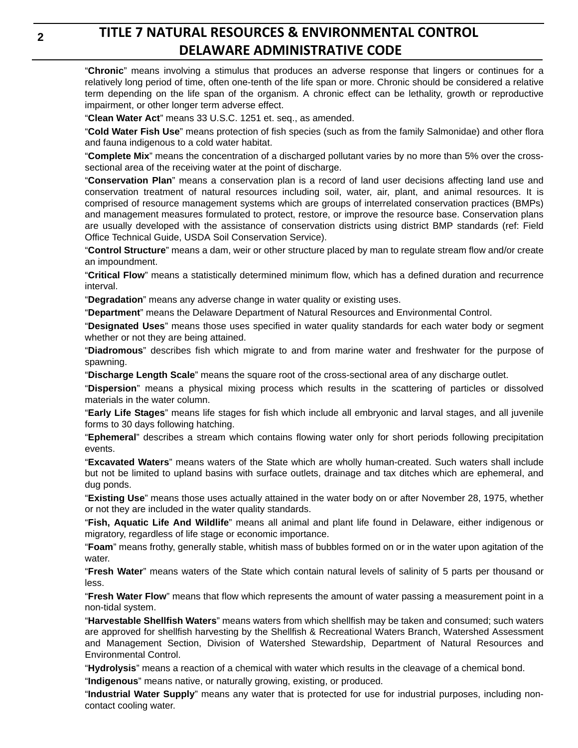"**Chronic**" means involving a stimulus that produces an adverse response that lingers or continues for a relatively long period of time, often one-tenth of the life span or more. Chronic should be considered a relative term depending on the life span of the organism. A chronic effect can be lethality, growth or reproductive impairment, or other longer term adverse effect.

"**Clean Water Act**" means 33 U.S.C. 1251 et. seq., as amended.

"**Cold Water Fish Use**" means protection of fish species (such as from the family Salmonidae) and other flora and fauna indigenous to a cold water habitat.

"**Complete Mix**" means the concentration of a discharged pollutant varies by no more than 5% over the cross-sectional area of the receiving water at the point of discharge.

"**Conservation Plan**" means a conservation plan is a record of land user decisions affecting land use and conservation treatment of natural resources including soil, water, air, plant, and animal resources. It is comprised of resource management systems which are groups of interrelated conservation practices (BMPs) and management measures formulated to protect, restore, or improve the resource base. Conservation plans are usually developed with the assistance of conservation districts using district BMP standards (ref: Field Office Technical Guide, USDA Soil Conservation Service).

"**Control Structure**" means a dam, weir or other structure placed by man to regulate stream flow and/or create an impoundment.

"**Critical Flow**" means a statistically determined minimum flow, which has a defined duration and recurrence interval.

"**Degradation**" means any adverse change in water quality or existing uses.

"**Department**" means the Delaware Department of Natural Resources and Environmental Control.

"**Designated Uses**" means those uses specified in water quality standards for each water body or segment whether or not they are being attained.

"**Diadromous**" describes fish which migrate to and from marine water and freshwater for the purpose of spawning.

"**Discharge Length Scale**" means the square root of the cross-sectional area of any discharge outlet.

"**Dispersion**" means a physical mixing process which results in the scattering of particles or dissolved materials in the water column.

"**Early Life Stages**" means life stages for fish which include all embryonic and larval stages, and all juvenile forms to 30 days following hatching.

"**Ephemeral**" describes a stream which contains flowing water only for short periods following precipitation events.

"**Excavated Waters**" means waters of the State which are wholly human-created. Such waters shall include but not be limited to upland basins with surface outlets, drainage and tax ditches which are ephemeral, and dug ponds.

"**Existing Use**" means those uses actually attained in the water body on or after November 28, 1975, whether or not they are included in the water quality standards.

"**Fish, Aquatic Life And Wildlife**" means all animal and plant life found in Delaware, either indigenous or migratory, regardless of life stage or economic importance.

"**Foam**" means frothy, generally stable, whitish mass of bubbles formed on or in the water upon agitation of the water.

"**Fresh Water**" means waters of the State which contain natural levels of salinity of 5 parts per thousand or less.

"**Fresh Water Flow**" means that flow which represents the amount of water passing a measurement point in a non-tidal system.

"**Harvestable Shellfish Waters**" means waters from which shellfish may be taken and consumed; such waters are approved for shellfish harvesting by the Shellfish & Recreational Waters Branch, Watershed Assessment and Management Section, Division of Watershed Stewardship, Department of Natural Resources and Environmental Control.

"**Hydrolysis**" means a reaction of a chemical with water which results in the cleavage of a chemical bond.

"**Indigenous**" means native, or naturally growing, existing, or produced.

"**Industrial Water Supply**" means any water that is protected for use for industrial purposes, including non-contact cooling water.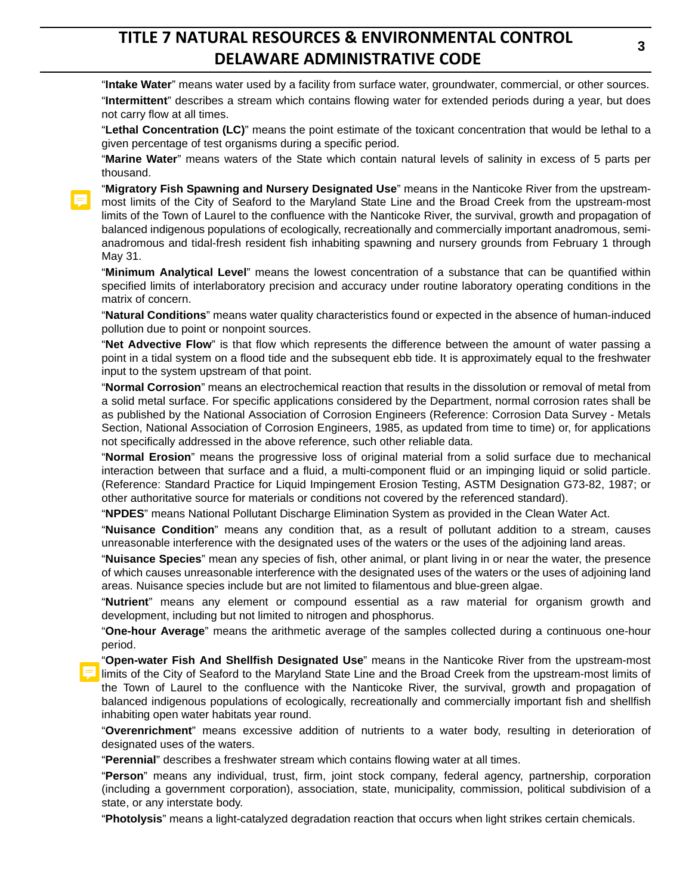"**Intake Water**" means water used by a facility from surface water, groundwater, commercial, or other sources.

"**Intermittent**" describes a stream which contains flowing water for extended periods during a year, but does not carry flow at all times.

"**Lethal Concentration (LC)**" means the point estimate of the toxicant concentration that would be lethal to a given percentage of test organisms during a specific period.

"**Marine Water**" means waters of the State which contain natural levels of salinity in excess of 5 parts per thousand.

"**Migratory Fish Spawning and Nursery Designated Use**" means in the Nanticoke River from the upstream-most limits of the City of Seaford to the Maryland State Line and the Broad Creek from the upstream-most limits of the Town of Laurel to the confluence with the Nanticoke River, the survival, growth and propagation of balanced indigenous populations of ecologically, recreationally and commercially important anadromous, semi-anadromous and tidal-fresh resident fish inhabiting spawning and nursery grounds from February 1 through May 31.

"**Minimum Analytical Level**" means the lowest concentration of a substance that can be quantified within specified limits of interlaboratory precision and accuracy under routine laboratory operating conditions in the matrix of concern.

"**Natural Conditions**" means water quality characteristics found or expected in the absence of human-induced pollution due to point or nonpoint sources.

"**Net Advective Flow**" is that flow which represents the difference between the amount of water passing a point in a tidal system on a flood tide and the subsequent ebb tide. It is approximately equal to the freshwater input to the system upstream of that point.

"**Normal Corrosion**" means an electrochemical reaction that results in the dissolution or removal of metal from a solid metal surface. For specific applications considered by the Department, normal corrosion rates shall be as published by the National Association of Corrosion Engineers (Reference: Corrosion Data Survey - Metals Section, National Association of Corrosion Engineers, 1985, as updated from time to time) or, for applications not specifically addressed in the above reference, such other reliable data.

"**Normal Erosion**" means the progressive loss of original material from a solid surface due to mechanical interaction between that surface and a fluid, a multi-component fluid or an impinging liquid or solid particle. (Reference: Standard Practice for Liquid Impingement Erosion Testing, ASTM Designation G73-82, 1987; or other authoritative source for materials or conditions not covered by the referenced standard).

"**NPDES**" means National Pollutant Discharge Elimination System as provided in the Clean Water Act.

"**Nuisance Condition**" means any condition that, as a result of pollutant addition to a stream, causes unreasonable interference with the designated uses of the waters or the uses of the adjoining land areas.

"**Nuisance Species**" mean any species of fish, other animal, or plant living in or near the water, the presence of which causes unreasonable interference with the designated uses of the waters or the uses of adjoining land areas. Nuisance species include but are not limited to filamentous and blue-green algae.

"**Nutrient**" means any element or compound essential as a raw material for organism growth and development, including but not limited to nitrogen and phosphorus.

"**One-hour Average**" means the arithmetic average of the samples collected during a continuous one-hour period.

"**Open-water Fish And Shellfish Designated Use**" means in the Nanticoke River from the upstream-most limits of the City of Seaford to the Maryland State Line and the Broad Creek from the upstream-most limits of the Town of Laurel to the confluence with the Nanticoke River, the survival, growth and propagation of balanced indigenous populations of ecologically, recreationally and commercially important fish and shellfish inhabiting open water habitats year round.

"**Overenrichment**" means excessive addition of nutrients to a water body, resulting in deterioration of designated uses of the waters.

"**Perennial**" describes a freshwater stream which contains flowing water at all times.

"**Person**" means any individual, trust, firm, joint stock company, federal agency, partnership, corporation (including a government corporation), association, state, municipality, commission, political subdivision of a state, or any interstate body.

"**Photolysis**" means a light-catalyzed degradation reaction that occurs when light strikes certain chemicals.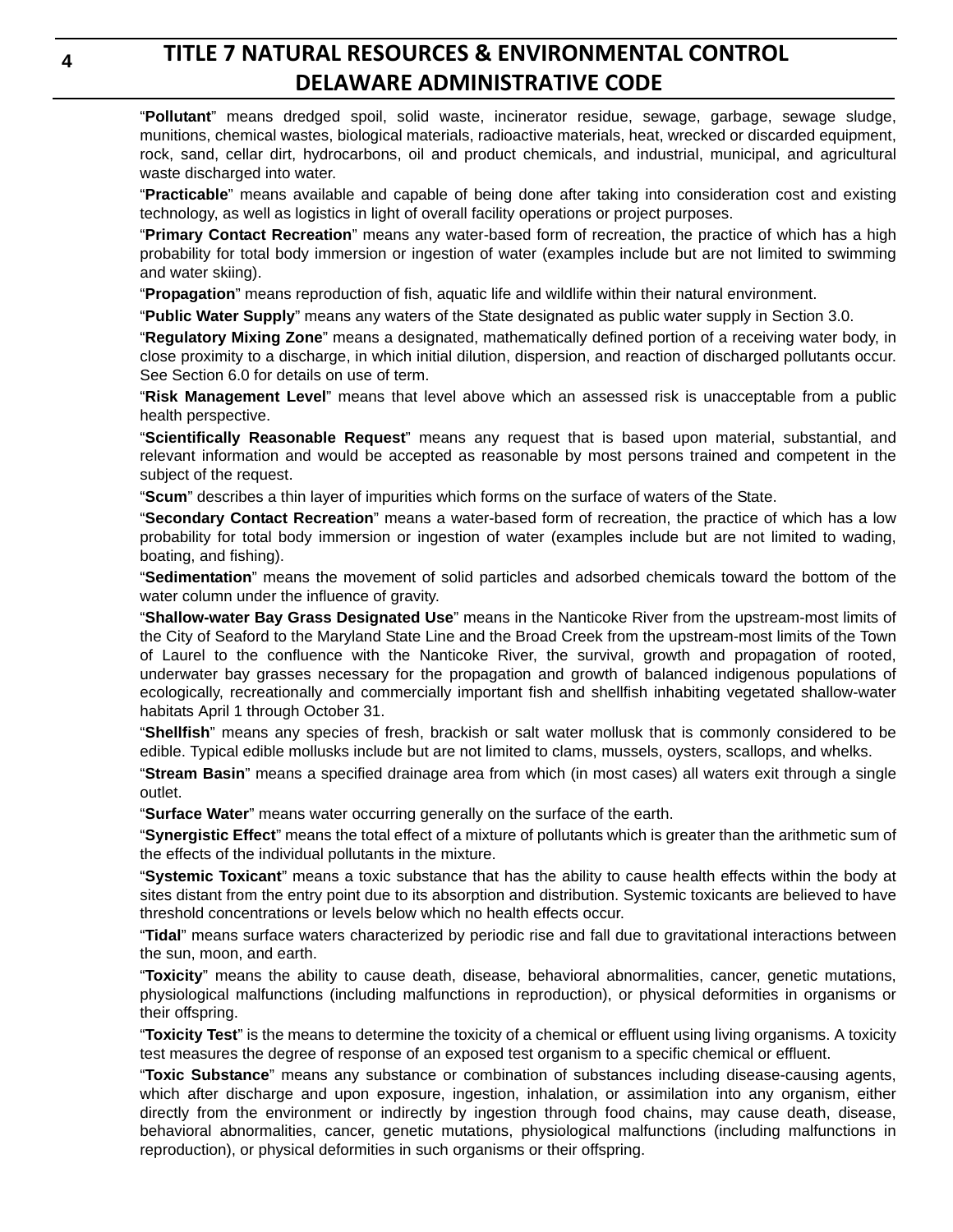"**Pollutant**" means dredged spoil, solid waste, incinerator residue, sewage, garbage, sewage sludge, munitions, chemical wastes, biological materials, radioactive materials, heat, wrecked or discarded equipment, rock, sand, cellar dirt, hydrocarbons, oil and product chemicals, and industrial, municipal, and agricultural waste discharged into water.

"**Practicable**" means available and capable of being done after taking into consideration cost and existing technology, as well as logistics in light of overall facility operations or project purposes.

"**Primary Contact Recreation**" means any water-based form of recreation, the practice of which has a high probability for total body immersion or ingestion of water (examples include but are not limited to swimming and water skiing).

"**Propagation**" means reproduction of fish, aquatic life and wildlife within their natural environment.

"**Public Water Supply**" means any waters of the State designated as public water supply in Section 3.0.

"**Regulatory Mixing Zone**" means a designated, mathematically defined portion of a receiving water body, in close proximity to a discharge, in which initial dilution, dispersion, and reaction of discharged pollutants occur. See Section 6.0 for details on use of term.

"**Risk Management Level**" means that level above which an assessed risk is unacceptable from a public health perspective.

"**Scientifically Reasonable Request**" means any request that is based upon material, substantial, and relevant information and would be accepted as reasonable by most persons trained and competent in the subject of the request.

"**Scum**" describes a thin layer of impurities which forms on the surface of waters of the State.

"**Secondary Contact Recreation**" means a water-based form of recreation, the practice of which has a low probability for total body immersion or ingestion of water (examples include but are not limited to wading, boating, and fishing).

"**Sedimentation**" means the movement of solid particles and adsorbed chemicals toward the bottom of the water column under the influence of gravity.

"**Shallow-water Bay Grass Designated Use**" means in the Nanticoke River from the upstream-most limits of the City of Seaford to the Maryland State Line and the Broad Creek from the upstream-most limits of the Town of Laurel to the confluence with the Nanticoke River, the survival, growth and propagation of rooted, underwater bay grasses necessary for the propagation and growth of balanced indigenous populations of ecologically, recreationally and commercially important fish and shellfish inhabiting vegetated shallow-water habitats April 1 through October 31.

"**Shellfish**" means any species of fresh, brackish or salt water mollusk that is commonly considered to be edible. Typical edible mollusks include but are not limited to clams, mussels, oysters, scallops, and whelks.

"**Stream Basin**" means a specified drainage area from which (in most cases) all waters exit through a single outlet.

"**Surface Water**" means water occurring generally on the surface of the earth.

"**Synergistic Effect**" means the total effect of a mixture of pollutants which is greater than the arithmetic sum of the effects of the individual pollutants in the mixture.

"**Systemic Toxicant**" means a toxic substance that has the ability to cause health effects within the body at sites distant from the entry point due to its absorption and distribution. Systemic toxicants are believed to have threshold concentrations or levels below which no health effects occur.

"**Tidal**" means surface waters characterized by periodic rise and fall due to gravitational interactions between the sun, moon, and earth.

"**Toxicity**" means the ability to cause death, disease, behavioral abnormalities, cancer, genetic mutations, physiological malfunctions (including malfunctions in reproduction), or physical deformities in organisms or their offspring.

"**Toxicity Test**" is the means to determine the toxicity of a chemical or effluent using living organisms. A toxicity test measures the degree of response of an exposed test organism to a specific chemical or effluent.

"**Toxic Substance**" means any substance or combination of substances including disease-causing agents, which after discharge and upon exposure, ingestion, inhalation, or assimilation into any organism, either directly from the environment or indirectly by ingestion through food chains, may cause death, disease, behavioral abnormalities, cancer, genetic mutations, physiological malfunctions (including malfunctions in reproduction), or physical deformities in such organisms or their offspring.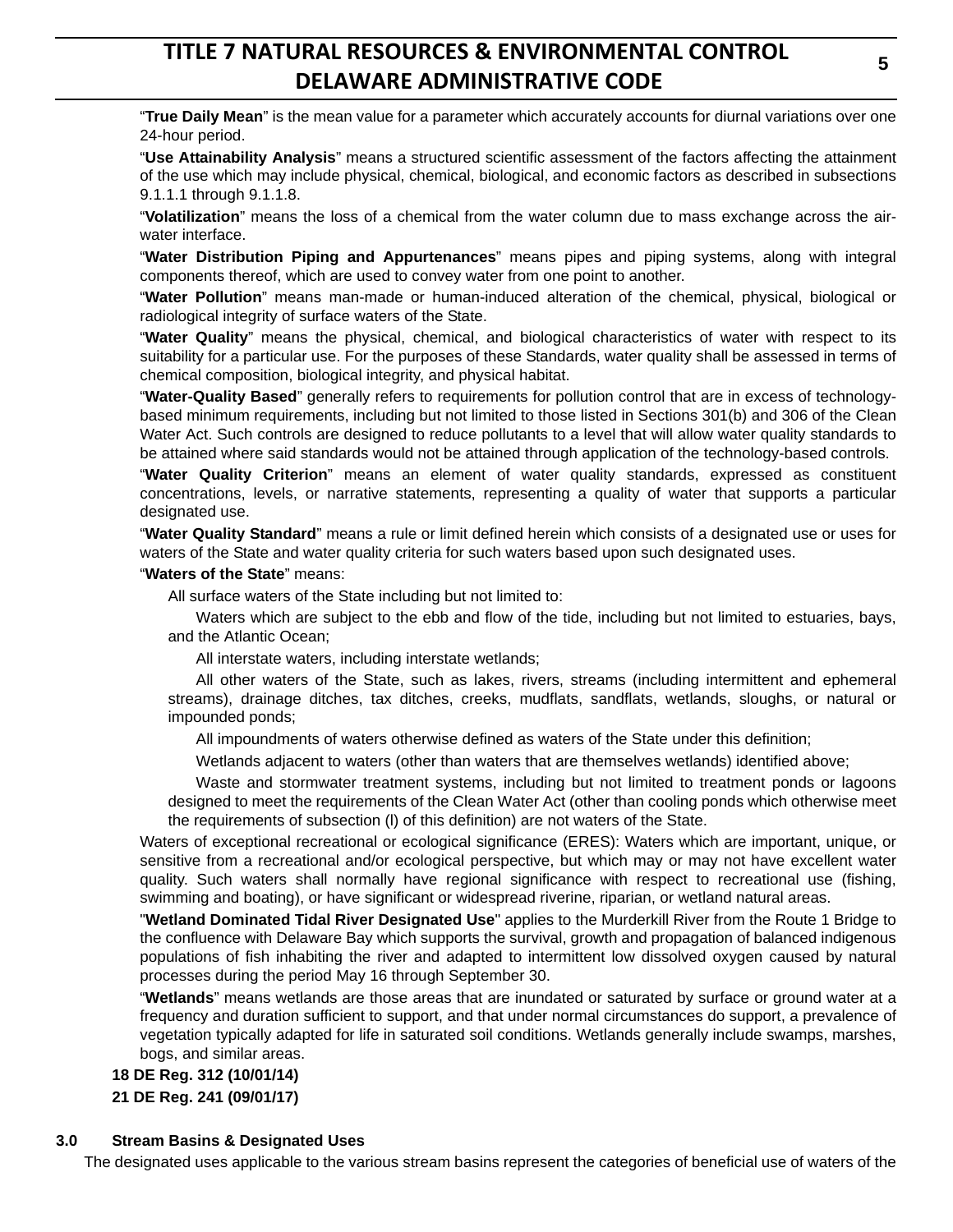"**True Daily Mean**" is the mean value for a parameter which accurately accounts for diurnal variations over one 24-hour period.

"**Use Attainability Analysis**" means a structured scientific assessment of the factors affecting the attainment of the use which may include physical, chemical, biological, and economic factors as described in subsections 9.1.1.1 through 9.1.1.8.

"**Volatilization**" means the loss of a chemical from the water column due to mass exchange across the air-water interface.

"**Water Distribution Piping and Appurtenances**" means pipes and piping systems, along with integral components thereof, which are used to convey water from one point to another.

"**Water Pollution**" means man-made or human-induced alteration of the chemical, physical, biological or radiological integrity of surface waters of the State.

"**Water Quality**" means the physical, chemical, and biological characteristics of water with respect to its suitability for a particular use. For the purposes of these Standards, water quality shall be assessed in terms of chemical composition, biological integrity, and physical habitat.

"**Water-Quality Based**" generally refers to requirements for pollution control that are in excess of technology-based minimum requirements, including but not limited to those listed in Sections 301(b) and 306 of the Clean Water Act. Such controls are designed to reduce pollutants to a level that will allow water quality standards to be attained where said standards would not be attained through application of the technology-based controls.

"**Water Quality Criterion**" means an element of water quality standards, expressed as constituent concentrations, levels, or narrative statements, representing a quality of water that supports a particular designated use.

"**Water Quality Standard**" means a rule or limit defined herein which consists of a designated use or uses for waters of the State and water quality criteria for such waters based upon such designated uses.

"**Waters of the State**" means:

All surface waters of the State including but not limited to:

Waters which are subject to the ebb and flow of the tide, including but not limited to estuaries, bays, and the Atlantic Ocean;

All interstate waters, including interstate wetlands;

All other waters of the State, such as lakes, rivers, streams (including intermittent and ephemeral streams), drainage ditches, tax ditches, creeks, mudflats, sandflats, wetlands, sloughs, or natural or impounded ponds;

All impoundments of waters otherwise defined as waters of the State under this definition;

Wetlands adjacent to waters (other than waters that are themselves wetlands) identified above;

Waste and stormwater treatment systems, including but not limited to treatment ponds or lagoons designed to meet the requirements of the Clean Water Act (other than cooling ponds which otherwise meet the requirements of subsection (l) of this definition) are not waters of the State.

Waters of exceptional recreational or ecological significance (ERES): Waters which are important, unique, or sensitive from a recreational and/or ecological perspective, but which may or may not have excellent water quality. Such waters shall normally have regional significance with respect to recreational use (fishing, swimming and boating), or have significant or widespread riverine, riparian, or wetland natural areas.

"**Wetland Dominated Tidal River Designated Use**" applies to the Murderkill River from the Route 1 Bridge to the confluence with Delaware Bay which supports the survival, growth and propagation of balanced indigenous populations of fish inhabiting the river and adapted to intermittent low dissolved oxygen caused by natural processes during the period May 16 through September 30.

"**Wetlands**" means wetlands are those areas that are inundated or saturated by surface or ground water at a frequency and duration sufficient to support, and that under normal circumstances do support, a prevalence of vegetation typically adapted for life in saturated soil conditions. Wetlands generally include swamps, marshes, bogs, and similar areas.

**18 DE Reg. 312 (10/01/14)**

**21 DE Reg. 241 (09/01/17)**

## 3.0 Stream Basins & Designated Uses

The designated uses applicable to the various stream basins represent the categories of beneficial use of waters of the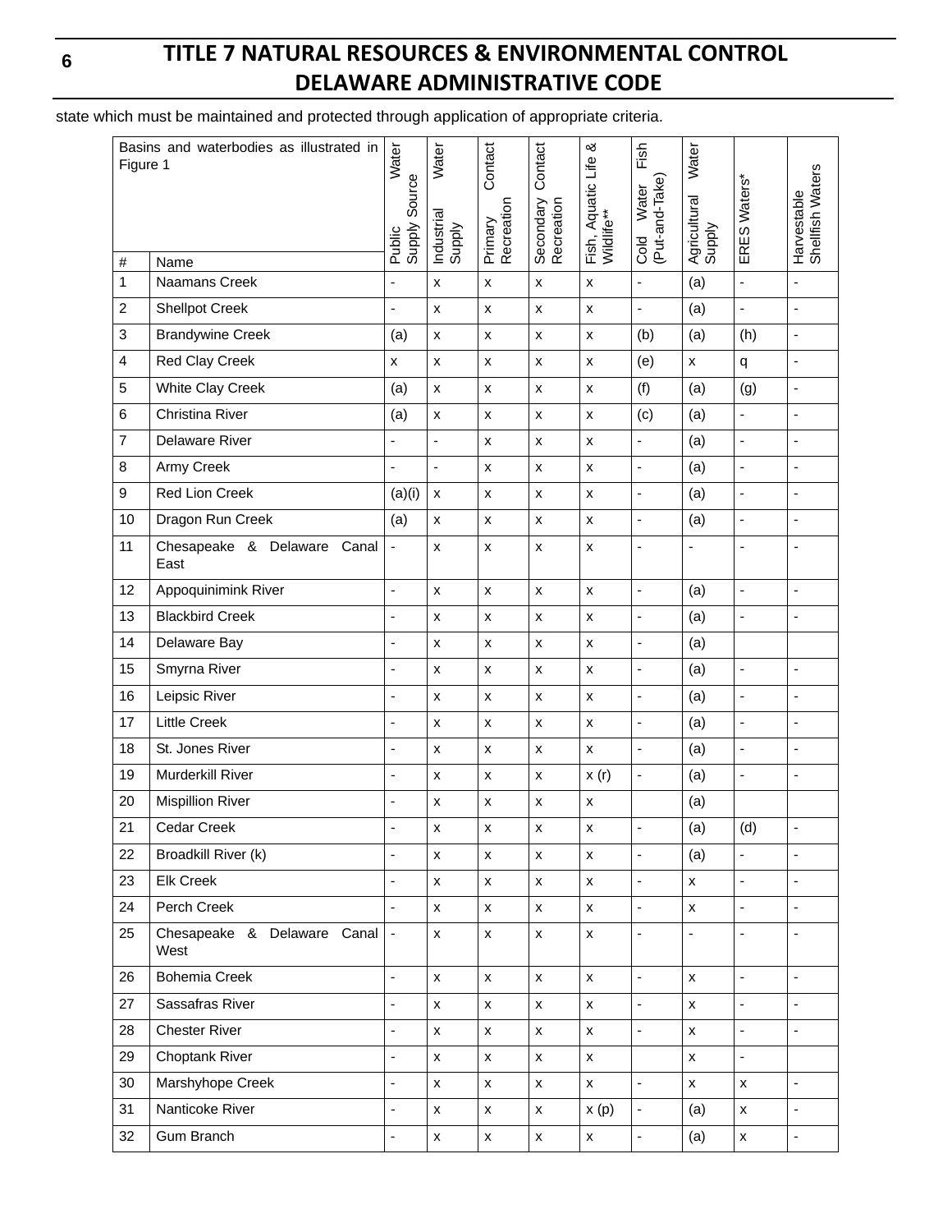state which must be maintained and protected through application of appropriate criteria.

| Basins and waterbodies as illustrated in Figure 1 | | Public Water Supply Source | Industrial Water Supply | Primary Contact Recreation | Secondary Contact Recreation | Fish, Aquatic Life & Wildlife** | Cold Water Fish (Put-and-Take) | Agricultural Water Supply | ERES Waters* | Harvestable Shellfish Waters |
|---|---|---|---|---|---|---|---|---|---|---|
| # | Name | | | | | | | | | |
| 1 | Naamans Creek | - | x | x | x | x | - | (a) | - | - |
| 2 | Shellpot Creek | - | x | x | x | x | - | (a) | - | - |
| 3 | Brandywine Creek | (a) | x | x | x | x | (b) | (a) | (h) | - |
| 4 | Red Clay Creek | x | x | x | x | x | (e) | x | q | - |
| 5 | White Clay Creek | (a) | x | x | x | x | (f) | (a) | (g) | - |
| 6 | Christina River | (a) | x | x | x | x | (c) | (a) | - | - |
| 7 | Delaware River | - | - | x | x | x | - | (a) | - | - |
| 8 | Army Creek | - | - | x | x | x | - | (a) | - | - |
| 9 | Red Lion Creek | (a)(i) | x | x | x | x | - | (a) | - | - |
| 10 | Dragon Run Creek | (a) | x | x | x | x | - | (a) | - | - |
| 11 | Chesapeake & Delaware Canal East | - | x | x | x | x | - | - | - | - |
| 12 | Appoquinimink River | - | x | x | x | x | - | (a) | - | - |
| 13 | Blackbird Creek | - | x | x | x | x | - | (a) | - | - |
| 14 | Delaware Bay | - | x | x | x | x | - | (a) | | |
| 15 | Smyrna River | - | x | x | x | x | - | (a) | - | - |
| 16 | Leipsic River | - | x | x | x | x | - | (a) | - | - |
| 17 | Little Creek | - | x | x | x | x | - | (a) | - | - |
| 18 | St. Jones River | - | x | x | x | x | - | (a) | - | - |
| 19 | Murderkill River | - | x | x | x | x (r) | - | (a) | - | - |
| 20 | Mispillion River | - | x | x | x | x | | (a) | | |
| 21 | Cedar Creek | - | x | x | x | x | - | (a) | (d) | - |
| 22 | Broadkill River (k) | - | x | x | x | x | - | (a) | - | - |
| 23 | Elk Creek | - | x | x | x | x | - | x | - | - |
| 24 | Perch Creek | - | x | x | x | x | - | x | - | - |
| 25 | Chesapeake & Delaware Canal West | - | x | x | x | x | - | - | - | - |
| 26 | Bohemia Creek | - | x | x | x | x | - | x | - | - |
| 27 | Sassafras River | - | x | x | x | x | - | x | - | - |
| 28 | Chester River | - | x | x | x | x | - | x | - | - |
| 29 | Choptank River | - | x | x | x | x | | x | - | |
| 30 | Marshyhope Creek | - | x | x | x | x | - | x | x | - |
| 31 | Nanticoke River | - | x | x | x | x (p) | - | (a) | x | - |
| 32 | Gum Branch | - | x | x | x | x | - | (a) | x | - |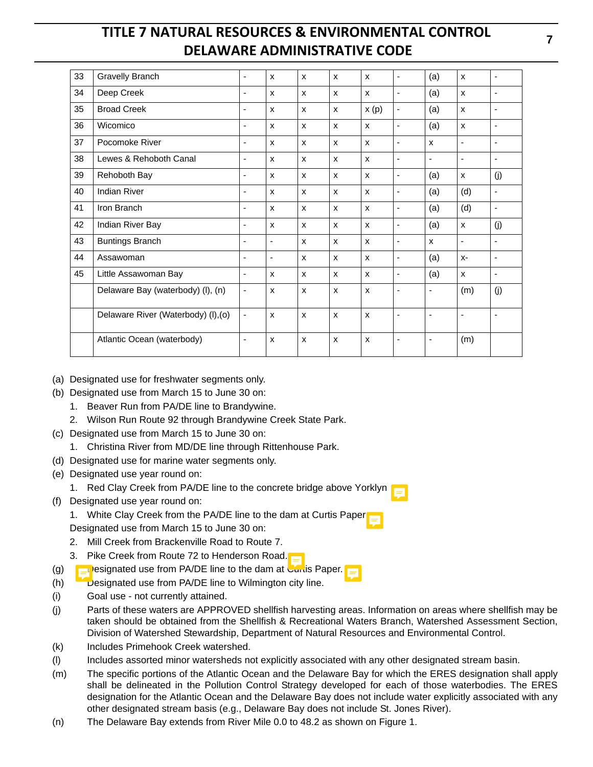| | | | | | | | | | | |
|---|---|---|---|---|---|---|---|---|---|---|
| 33 | Gravelly Branch | - | x | x | x | x | - | (a) | x | - |
| 34 | Deep Creek | - | x | x | x | x | - | (a) | x | - |
| 35 | Broad Creek | - | x | x | x | x (p) | - | (a) | x | - |
| 36 | Wicomico | - | x | x | x | x | - | (a) | x | - |
| 37 | Pocomoke River | - | x | x | x | x | - | x | - | - |
| 38 | Lewes & Rehoboth Canal | - | x | x | x | x | - | - | - | - |
| 39 | Rehoboth Bay | - | x | x | x | x | - | (a) | x | (j) |
| 40 | Indian River | - | x | x | x | x | - | (a) | (d) | - |
| 41 | Iron Branch | - | x | x | x | x | - | (a) | (d) | - |
| 42 | Indian River Bay | - | x | x | x | x | - | (a) | x | (j) |
| 43 | Buntings Branch | - | - | x | x | x | - | x | - | - |
| 44 | Assawoman | - | - | x | x | x | - | (a) | x- | - |
| 45 | Little Assawoman Bay | - | x | x | x | x | - | (a) | x | - |
| | Delaware Bay (waterbody) (l), (n) | - | x | x | x | x | - | - | (m) | (j) |
| | Delaware River (Waterbody) (l),(o) | - | x | x | x | x | - | - | - | - |
| | Atlantic Ocean (waterbody) | - | x | x | x | x | - | - | (m) | |

(a) Designated use for freshwater segments only.

(b) Designated use from March 15 to June 30 on:

1. Beaver Run from PA/DE line to Brandywine.
2. Wilson Run Route 92 through Brandywine Creek State Park.

(c) Designated use from March 15 to June 30 on:

1. Christina River from MD/DE line through Rittenhouse Park.

(d) Designated use for marine water segments only.

(e) Designated use year round on:

1. Red Clay Creek from PA/DE line to the concrete bridge above Yorklyn

(f) Designated use year round on:

1. White Clay Creek from the PA/DE line to the dam at Curtis Paper

Designated use from March 15 to June 30 on:

2. Mill Creek from Brackenville Road to Route 7.
3. Pike Creek from Route 72 to Henderson Road.

(g) Designated use from PA/DE line to the dam at Curtis Paper.

(h) Designated use from PA/DE line to Wilmington city line.

(i) Goal use - not currently attained.

(j) Parts of these waters are APPROVED shellfish harvesting areas. Information on areas where shellfish may be taken should be obtained from the Shellfish & Recreational Waters Branch, Watershed Assessment Section, Division of Watershed Stewardship, Department of Natural Resources and Environmental Control.

(k) Includes Primehook Creek watershed.

(l) Includes assorted minor watersheds not explicitly associated with any other designated stream basin.

(m) The specific portions of the Atlantic Ocean and the Delaware Bay for which the ERES designation shall apply shall be delineated in the Pollution Control Strategy developed for each of those waterbodies. The ERES designation for the Atlantic Ocean and the Delaware Bay does not include water explicitly associated with any other designated stream basis (e.g., Delaware Bay does not include St. Jones River).

(n) The Delaware Bay extends from River Mile 0.0 to 48.2 as shown on Figure 1.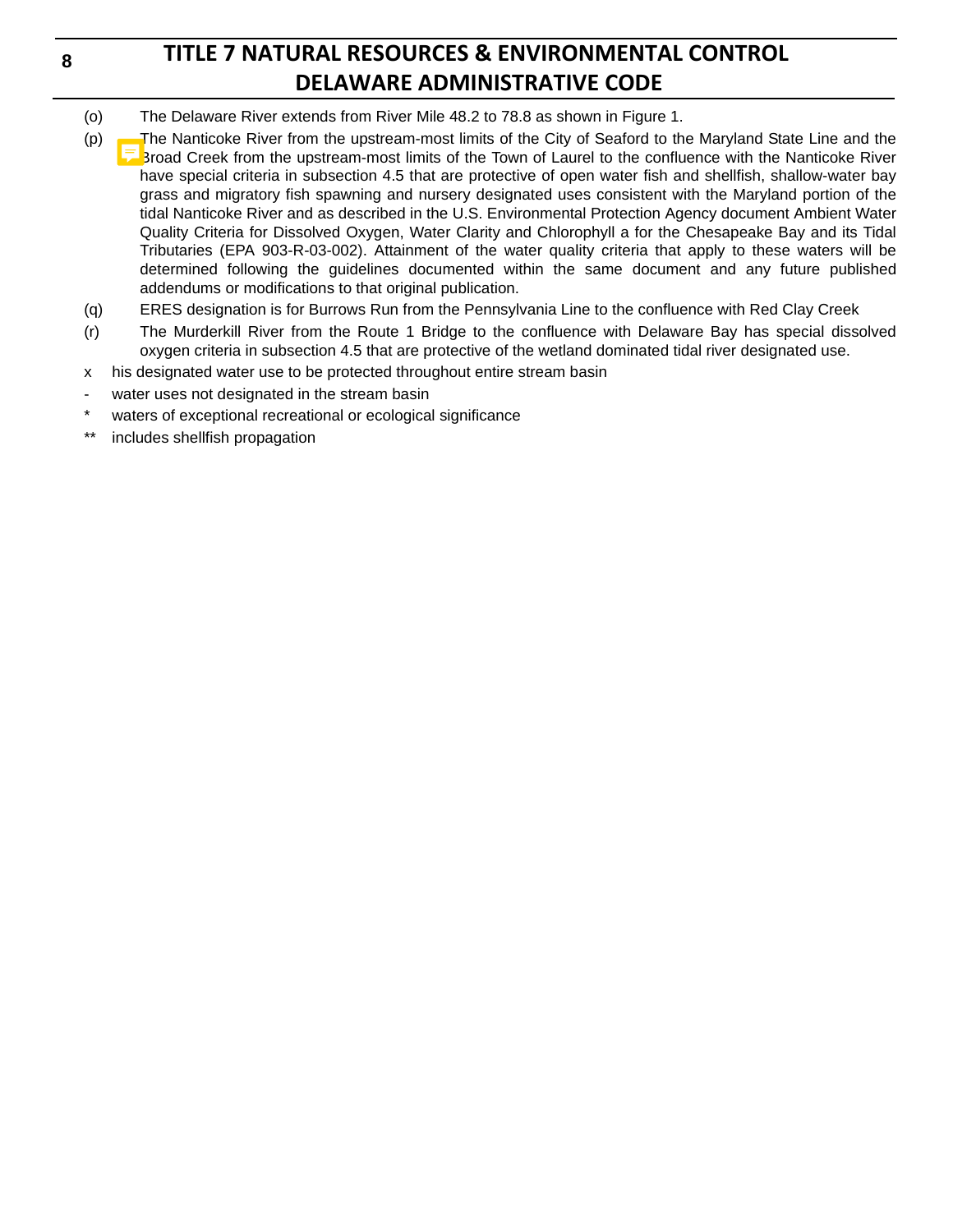(o) The Delaware River extends from River Mile 48.2 to 78.8 as shown in Figure 1.

(p) The Nanticoke River from the upstream-most limits of the City of Seaford to the Maryland State Line and the Broad Creek from the upstream-most limits of the Town of Laurel to the confluence with the Nanticoke River have special criteria in subsection 4.5 that are protective of open water fish and shellfish, shallow-water bay grass and migratory fish spawning and nursery designated uses consistent with the Maryland portion of the tidal Nanticoke River and as described in the U.S. Environmental Protection Agency document Ambient Water Quality Criteria for Dissolved Oxygen, Water Clarity and Chlorophyll a for the Chesapeake Bay and its Tidal Tributaries (EPA 903-R-03-002). Attainment of the water quality criteria that apply to these waters will be determined following the guidelines documented within the same document and any future published addendums or modifications to that original publication.

(q) ERES designation is for Burrows Run from the Pennsylvania Line to the confluence with Red Clay Creek

(r) The Murderkill River from the Route 1 Bridge to the confluence with Delaware Bay has special dissolved oxygen criteria in subsection 4.5 that are protective of the wetland dominated tidal river designated use.

x his designated water use to be protected throughout entire stream basin

- water uses not designated in the stream basin

* waters of exceptional recreational or ecological significance

** includes shellfish propagation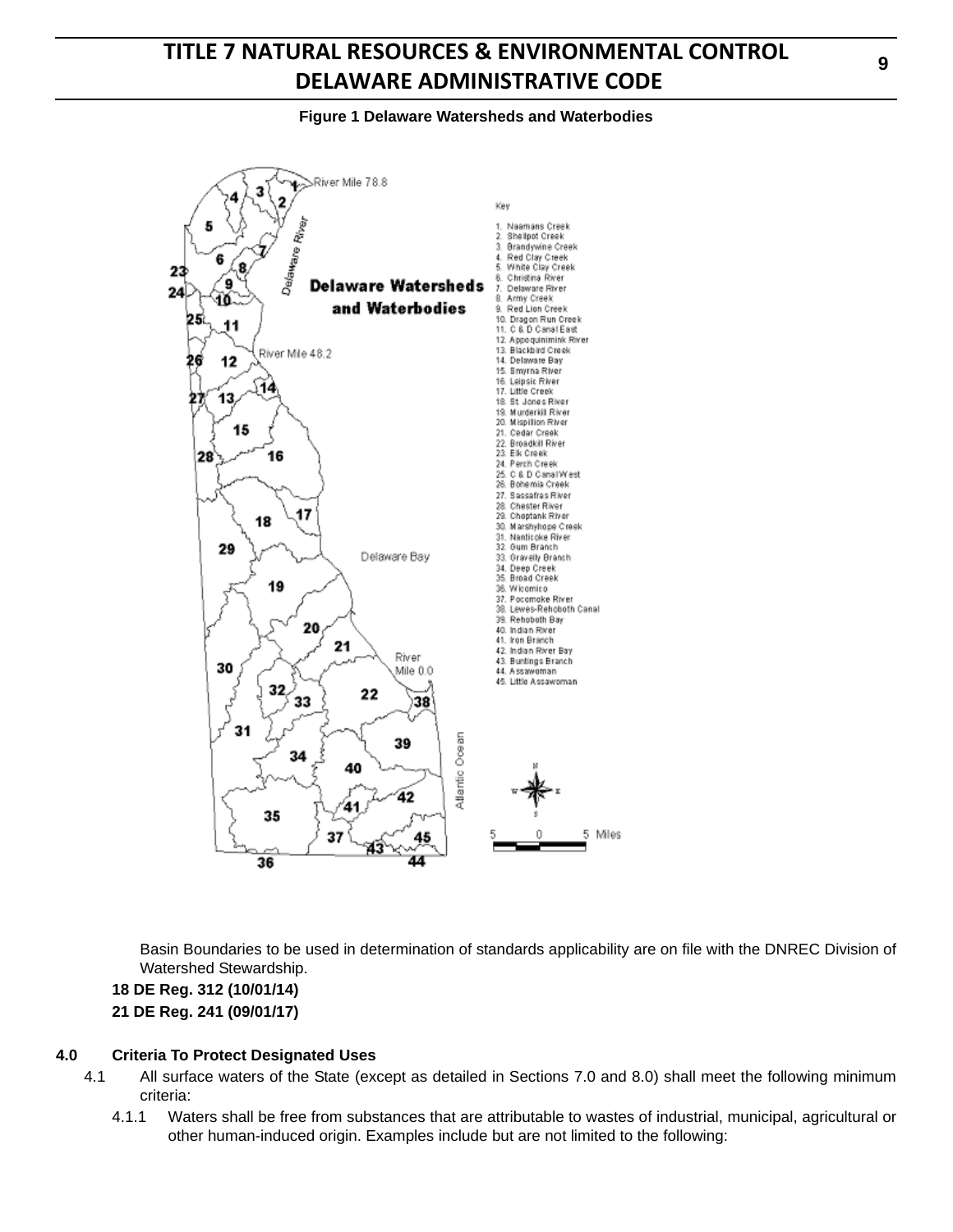**Figure 1 Delaware Watersheds and Waterbodies**

Basin Boundaries to be used in determination of standards applicability are on file with the DNREC Division of Watershed Stewardship.

**18 DE Reg. 312 (10/01/14)**

**21 DE Reg. 241 (09/01/17)**

**4.0 Criteria To Protect Designated Uses**

4.1 All surface waters of the State (except as detailed in Sections 7.0 and 8.0) shall meet the following minimum criteria:

4.1.1 Waters shall be free from substances that are attributable to wastes of industrial, municipal, agricultural or other human-induced origin. Examples include but are not limited to the following: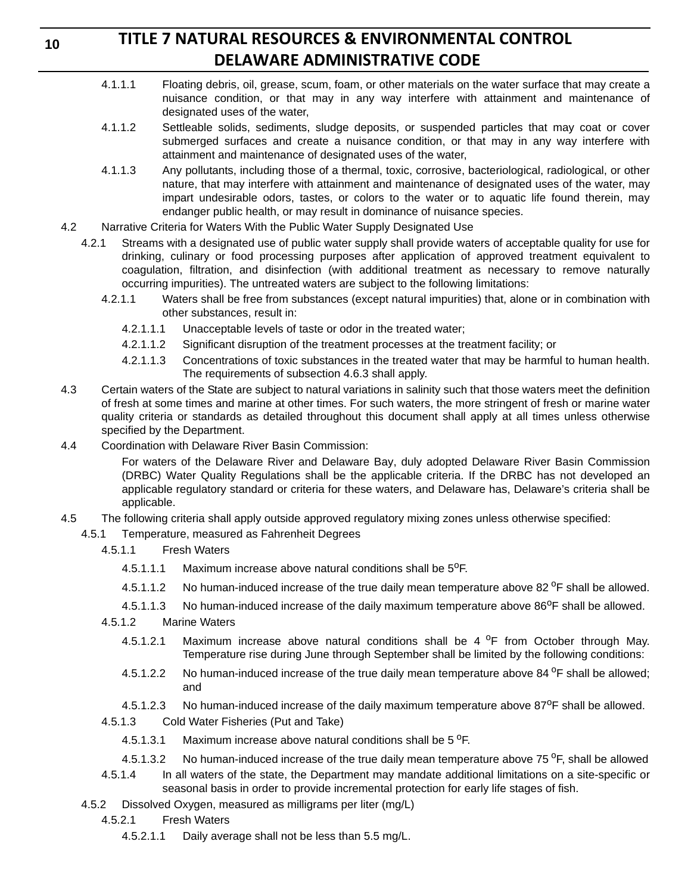4.1.1.1 Floating debris, oil, grease, scum, foam, or other materials on the water surface that may create a nuisance condition, or that may in any way interfere with attainment and maintenance of designated uses of the water,

4.1.1.2 Settleable solids, sediments, sludge deposits, or suspended particles that may coat or cover submerged surfaces and create a nuisance condition, or that may in any way interfere with attainment and maintenance of designated uses of the water,

4.1.1.3 Any pollutants, including those of a thermal, toxic, corrosive, bacteriological, radiological, or other nature, that may interfere with attainment and maintenance of designated uses of the water, may impart undesirable odors, tastes, or colors to the water or to aquatic life found therein, may endanger public health, or may result in dominance of nuisance species.

4.2 Narrative Criteria for Waters With the Public Water Supply Designated Use

4.2.1 Streams with a designated use of public water supply shall provide waters of acceptable quality for use for drinking, culinary or food processing purposes after application of approved treatment equivalent to coagulation, filtration, and disinfection (with additional treatment as necessary to remove naturally occurring impurities). The untreated waters are subject to the following limitations:

4.2.1.1 Waters shall be free from substances (except natural impurities) that, alone or in combination with other substances, result in:

4.2.1.1.1 Unacceptable levels of taste or odor in the treated water;

4.2.1.1.2 Significant disruption of the treatment processes at the treatment facility; or

4.2.1.1.3 Concentrations of toxic substances in the treated water that may be harmful to human health. The requirements of subsection 4.6.3 shall apply.

4.3 Certain waters of the State are subject to natural variations in salinity such that those waters meet the definition of fresh at some times and marine at other times. For such waters, the more stringent of fresh or marine water quality criteria or standards as detailed throughout this document shall apply at all times unless otherwise specified by the Department.

4.4 Coordination with Delaware River Basin Commission:

For waters of the Delaware River and Delaware Bay, duly adopted Delaware River Basin Commission (DRBC) Water Quality Regulations shall be the applicable criteria. If the DRBC has not developed an applicable regulatory standard or criteria for these waters, and Delaware has, Delaware's criteria shall be applicable.

4.5 The following criteria shall apply outside approved regulatory mixing zones unless otherwise specified:

4.5.1 Temperature, measured as Fahrenheit Degrees

4.5.1.1 Fresh Waters

4.5.1.1.1 Maximum increase above natural conditions shall be 5$^{o}$F.

4.5.1.1.2 No human-induced increase of the true daily mean temperature above 82 $^{o}$F shall be allowed.

4.5.1.1.3 No human-induced increase of the daily maximum temperature above 86$^{o}$F shall be allowed.

4.5.1.2 Marine Waters

4.5.1.2.1 Maximum increase above natural conditions shall be 4 $^{o}$F from October through May. Temperature rise during June through September shall be limited by the following conditions:

4.5.1.2.2 No human-induced increase of the true daily mean temperature above 84 $^{o}$F shall be allowed; and

4.5.1.2.3 No human-induced increase of the daily maximum temperature above 87$^{o}$F shall be allowed.

4.5.1.3 Cold Water Fisheries (Put and Take)

4.5.1.3.1 Maximum increase above natural conditions shall be 5 $^{o}$F.

4.5.1.3.2 No human-induced increase of the true daily mean temperature above 75 $^{o}$F, shall be allowed

4.5.1.4 In all waters of the state, the Department may mandate additional limitations on a site-specific or seasonal basis in order to provide incremental protection for early life stages of fish.

4.5.2 Dissolved Oxygen, measured as milligrams per liter (mg/L)

4.5.2.1 Fresh Waters

4.5.2.1.1 Daily average shall not be less than 5.5 mg/L.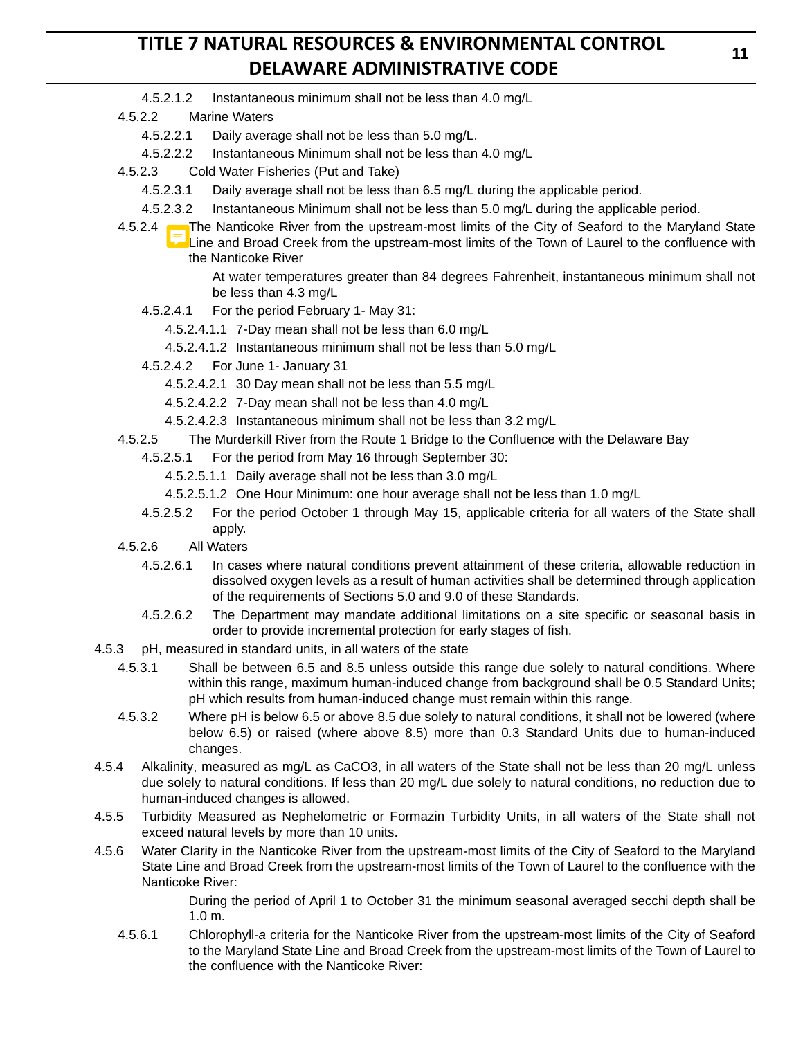4.5.2.1.2 Instantaneous minimum shall not be less than 4.0 mg/L

4.5.2.2 Marine Waters

4.5.2.2.1 Daily average shall not be less than 5.0 mg/L.

4.5.2.2.2 Instantaneous Minimum shall not be less than 4.0 mg/L

4.5.2.3 Cold Water Fisheries (Put and Take)

4.5.2.3.1 Daily average shall not be less than 6.5 mg/L during the applicable period.

4.5.2.3.2 Instantaneous Minimum shall not be less than 5.0 mg/L during the applicable period.

4.5.2.4 The Nanticoke River from the upstream-most limits of the City of Seaford to the Maryland State Line and Broad Creek from the upstream-most limits of the Town of Laurel to the confluence with the Nanticoke River

At water temperatures greater than 84 degrees Fahrenheit, instantaneous minimum shall not be less than 4.3 mg/L

4.5.2.4.1 For the period February 1- May 31:

4.5.2.4.1.1 7-Day mean shall not be less than 6.0 mg/L

4.5.2.4.1.2 Instantaneous minimum shall not be less than 5.0 mg/L

4.5.2.4.2 For June 1- January 31

4.5.2.4.2.1 30 Day mean shall not be less than 5.5 mg/L

4.5.2.4.2.2 7-Day mean shall not be less than 4.0 mg/L

4.5.2.4.2.3 Instantaneous minimum shall not be less than 3.2 mg/L

4.5.2.5 The Murderkill River from the Route 1 Bridge to the Confluence with the Delaware Bay

4.5.2.5.1 For the period from May 16 through September 30:

4.5.2.5.1.1 Daily average shall not be less than 3.0 mg/L

4.5.2.5.1.2 One Hour Minimum: one hour average shall not be less than 1.0 mg/L

4.5.2.5.2 For the period October 1 through May 15, applicable criteria for all waters of the State shall apply.

4.5.2.6 All Waters

4.5.2.6.1 In cases where natural conditions prevent attainment of these criteria, allowable reduction in dissolved oxygen levels as a result of human activities shall be determined through application of the requirements of Sections 5.0 and 9.0 of these Standards.

4.5.2.6.2 The Department may mandate additional limitations on a site specific or seasonal basis in order to provide incremental protection for early stages of fish.

4.5.3 pH, measured in standard units, in all waters of the state

4.5.3.1 Shall be between 6.5 and 8.5 unless outside this range due solely to natural conditions. Where within this range, maximum human-induced change from background shall be 0.5 Standard Units; pH which results from human-induced change must remain within this range.

4.5.3.2 Where pH is below 6.5 or above 8.5 due solely to natural conditions, it shall not be lowered (where below 6.5) or raised (where above 8.5) more than 0.3 Standard Units due to human-induced changes.

4.5.4 Alkalinity, measured as mg/L as $CaCO_3$, in all waters of the State shall not be less than 20 mg/L unless due solely to natural conditions. If less than 20 mg/L due solely to natural conditions, no reduction due to human-induced changes is allowed.

4.5.5 Turbidity Measured as Nephelometric or Formazin Turbidity Units, in all waters of the State shall not exceed natural levels by more than 10 units.

4.5.6 Water Clarity in the Nanticoke River from the upstream-most limits of the City of Seaford to the Maryland State Line and Broad Creek from the upstream-most limits of the Town of Laurel to the confluence with the Nanticoke River:

During the period of April 1 to October 31 the minimum seasonal averaged secchi depth shall be 1.0 m.

4.5.6.1 Chlorophyll-*a* criteria for the Nanticoke River from the upstream-most limits of the City of Seaford to the Maryland State Line and Broad Creek from the upstream-most limits of the Town of Laurel to the confluence with the Nanticoke River: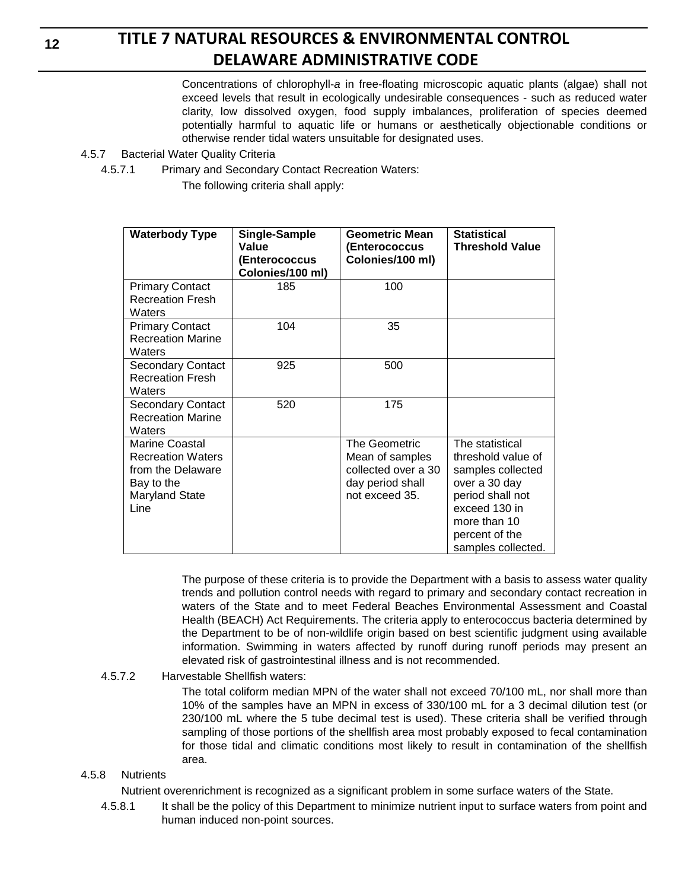Concentrations of chlorophyll-*a* in free-floating microscopic aquatic plants (algae) shall not exceed levels that result in ecologically undesirable consequences - such as reduced water clarity, low dissolved oxygen, food supply imbalances, proliferation of species deemed potentially harmful to aquatic life or humans or aesthetically objectionable conditions or otherwise render tidal waters unsuitable for designated uses.

4.5.7 Bacterial Water Quality Criteria

4.5.7.1 Primary and Secondary Contact Recreation Waters:

The following criteria shall apply:

| Waterbody Type | Single-Sample Value (Enterococcus Colonies/100 ml) | Geometric Mean (Enterococcus Colonies/100 ml) | Statistical Threshold Value |
|---|---|---|---|
| Primary Contact Recreation Fresh Waters | 185 | 100 | |
| Primary Contact Recreation Marine Waters | 104 | 35 | |
| Secondary Contact Recreation Fresh Waters | 925 | 500 | |
| Secondary Contact Recreation Marine Waters | 520 | 175 | |
| Marine Coastal Recreation Waters from the Delaware Bay to the Maryland State Line | | The Geometric Mean of samples collected over a 30 day period shall not exceed 35. | The statistical threshold value of samples collected over a 30 day period shall not exceed 130 in more than 10 percent of the samples collected. |

The purpose of these criteria is to provide the Department with a basis to assess water quality trends and pollution control needs with regard to primary and secondary contact recreation in waters of the State and to meet Federal Beaches Environmental Assessment and Coastal Health (BEACH) Act Requirements. The criteria apply to enterococcus bacteria determined by the Department to be of non-wildlife origin based on best scientific judgment using available information. Swimming in waters affected by runoff during runoff periods may present an elevated risk of gastrointestinal illness and is not recommended.

4.5.7.2 Harvestable Shellfish waters:

The total coliform median MPN of the water shall not exceed 70/100 mL, nor shall more than 10% of the samples have an MPN in excess of 330/100 mL for a 3 decimal dilution test (or 230/100 mL where the 5 tube decimal test is used). These criteria shall be verified through sampling of those portions of the shellfish area most probably exposed to fecal contamination for those tidal and climatic conditions most likely to result in contamination of the shellfish area.

4.5.8 Nutrients

Nutrient overenrichment is recognized as a significant problem in some surface waters of the State.

4.5.8.1 It shall be the policy of this Department to minimize nutrient input to surface waters from point and human induced non-point sources.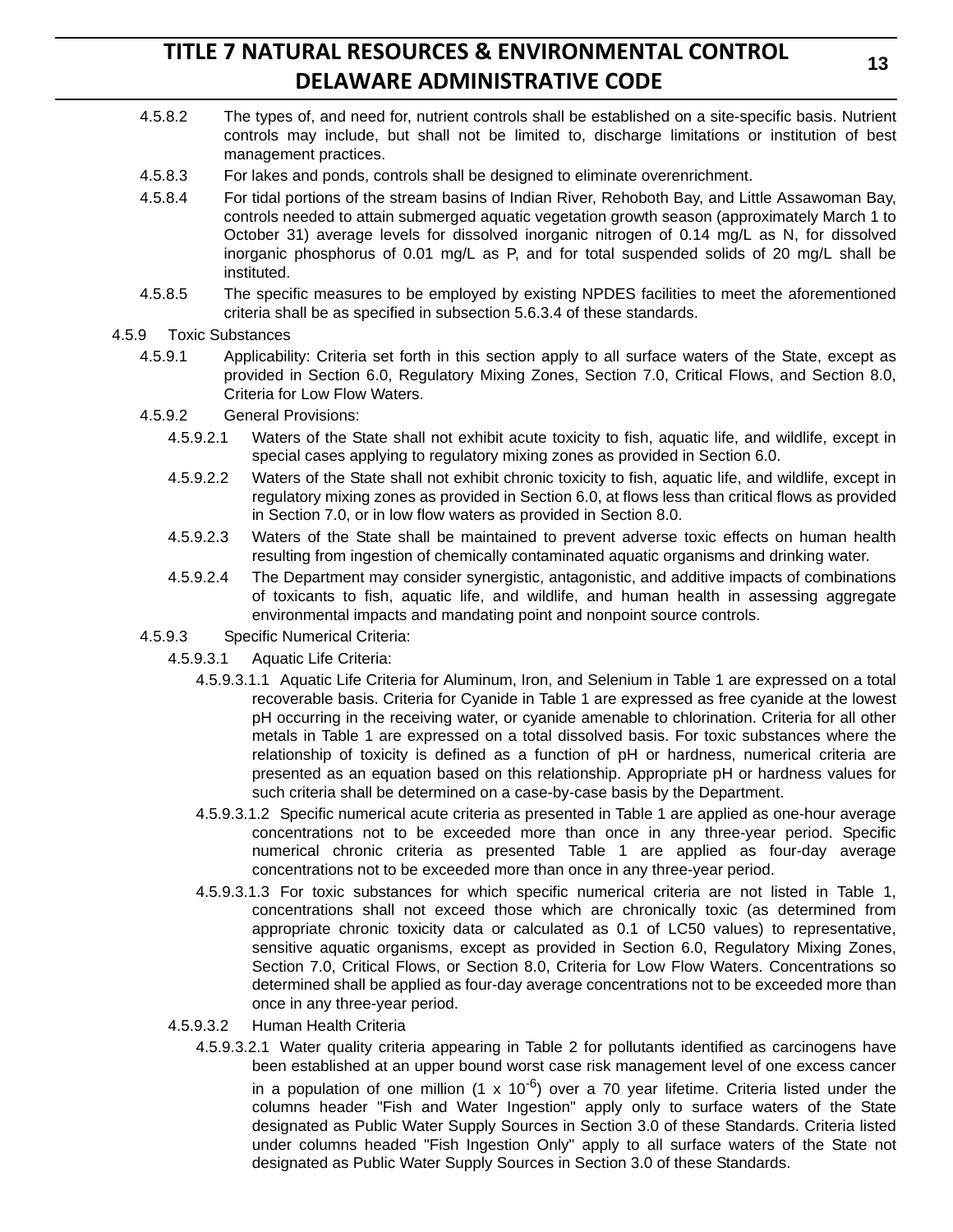4.5.8.2 The types of, and need for, nutrient controls shall be established on a site-specific basis. Nutrient controls may include, but shall not be limited to, discharge limitations or institution of best management practices.

4.5.8.3 For lakes and ponds, controls shall be designed to eliminate overenrichment.

4.5.8.4 For tidal portions of the stream basins of Indian River, Rehoboth Bay, and Little Assawoman Bay, controls needed to attain submerged aquatic vegetation growth season (approximately March 1 to October 31) average levels for dissolved inorganic nitrogen of 0.14 mg/L as N, for dissolved inorganic phosphorus of 0.01 mg/L as P, and for total suspended solids of 20 mg/L shall be instituted.

4.5.8.5 The specific measures to be employed by existing NPDES facilities to meet the aforementioned criteria shall be as specified in subsection 5.6.3.4 of these standards.

4.5.9 Toxic Substances

4.5.9.1 Applicability: Criteria set forth in this section apply to all surface waters of the State, except as provided in Section 6.0, Regulatory Mixing Zones, Section 7.0, Critical Flows, and Section 8.0, Criteria for Low Flow Waters.

4.5.9.2 General Provisions:

4.5.9.2.1 Waters of the State shall not exhibit acute toxicity to fish, aquatic life, and wildlife, except in special cases applying to regulatory mixing zones as provided in Section 6.0.

4.5.9.2.2 Waters of the State shall not exhibit chronic toxicity to fish, aquatic life, and wildlife, except in regulatory mixing zones as provided in Section 6.0, at flows less than critical flows as provided in Section 7.0, or in low flow waters as provided in Section 8.0.

4.5.9.2.3 Waters of the State shall be maintained to prevent adverse toxic effects on human health resulting from ingestion of chemically contaminated aquatic organisms and drinking water.

4.5.9.2.4 The Department may consider synergistic, antagonistic, and additive impacts of combinations of toxicants to fish, aquatic life, and wildlife, and human health in assessing aggregate environmental impacts and mandating point and nonpoint source controls.

4.5.9.3 Specific Numerical Criteria:

4.5.9.3.1 Aquatic Life Criteria:

4.5.9.3.1.1 Aquatic Life Criteria for Aluminum, Iron, and Selenium in Table 1 are expressed on a total recoverable basis. Criteria for Cyanide in Table 1 are expressed as free cyanide at the lowest pH occurring in the receiving water, or cyanide amenable to chlorination. Criteria for all other metals in Table 1 are expressed on a total dissolved basis. For toxic substances where the relationship of toxicity is defined as a function of pH or hardness, numerical criteria are presented as an equation based on this relationship. Appropriate pH or hardness values for such criteria shall be determined on a case-by-case basis by the Department.

4.5.9.3.1.2 Specific numerical acute criteria as presented in Table 1 are applied as one-hour average concentrations not to be exceeded more than once in any three-year period. Specific numerical chronic criteria as presented Table 1 are applied as four-day average concentrations not to be exceeded more than once in any three-year period.

4.5.9.3.1.3 For toxic substances for which specific numerical criteria are not listed in Table 1, concentrations shall not exceed those which are chronically toxic (as determined from appropriate chronic toxicity data or calculated as 0.1 of LC50 values) to representative, sensitive aquatic organisms, except as provided in Section 6.0, Regulatory Mixing Zones, Section 7.0, Critical Flows, or Section 8.0, Criteria for Low Flow Waters. Concentrations so determined shall be applied as four-day average concentrations not to be exceeded more than once in any three-year period.

4.5.9.3.2 Human Health Criteria

4.5.9.3.2.1 Water quality criteria appearing in Table 2 for pollutants identified as carcinogens have been established at an upper bound worst case risk management level of one excess cancer in a population of one million ($1 \times 10^{-6}$) over a 70 year lifetime. Criteria listed under the columns header "Fish and Water Ingestion" apply only to surface waters of the State designated as Public Water Supply Sources in Section 3.0 of these Standards. Criteria listed under columns headed "Fish Ingestion Only" apply to all surface waters of the State not designated as Public Water Supply Sources in Section 3.0 of these Standards.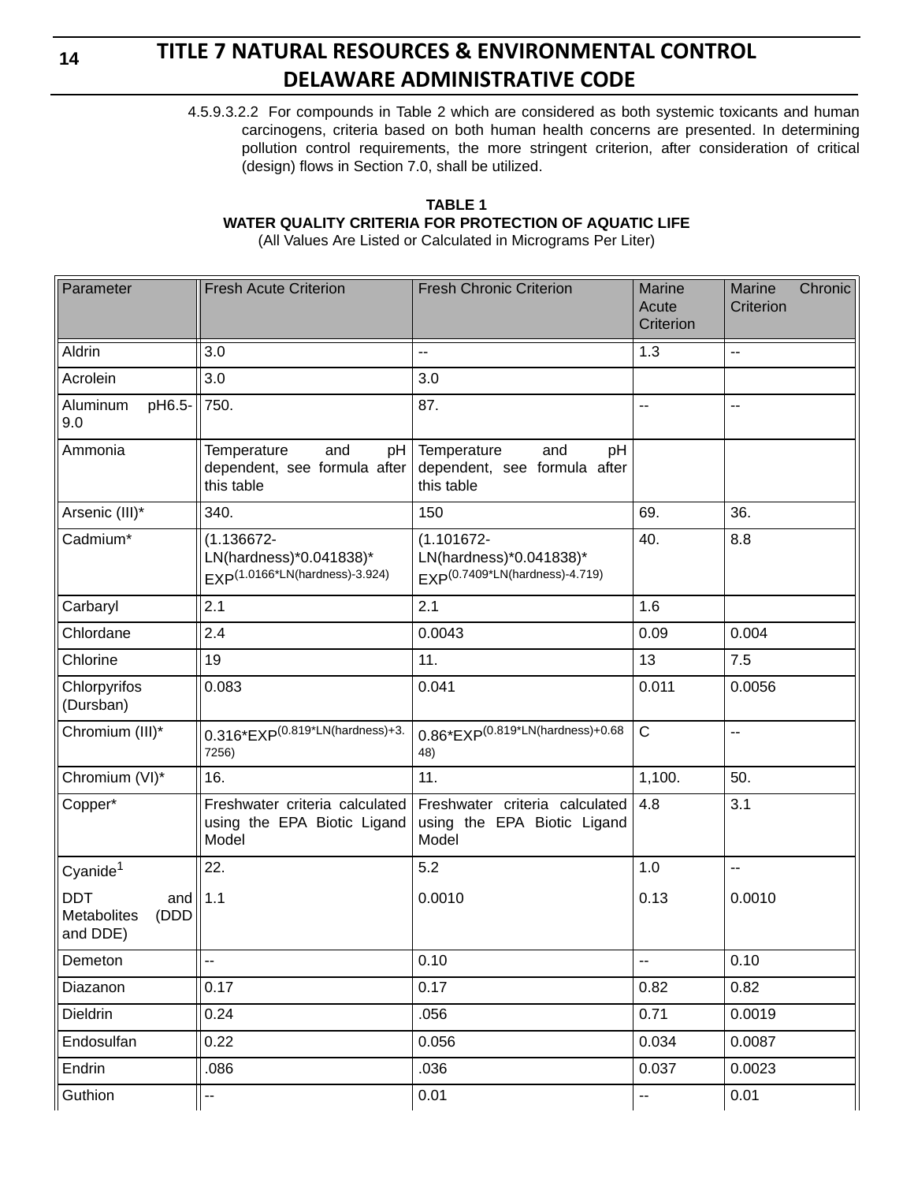4.5.9.3.2.2 For compounds in Table 2 which are considered as both systemic toxicants and human carcinogens, criteria based on both human health concerns are presented. In determining pollution control requirements, the more stringent criterion, after consideration of critical (design) flows in Section 7.0, shall be utilized.

**TABLE 1**
**WATER QUALITY CRITERIA FOR PROTECTION OF AQUATIC LIFE**
(All Values Are Listed or Calculated in Micrograms Per Liter)

| Parameter | Fresh Acute Criterion | Fresh Chronic Criterion | Marine Acute Criterion | Marine Chronic Criterion |
|---|---|---|---|---|
| Aldrin | 3.0 | -- | 1.3 | -- |
| Acrolein | 3.0 | 3.0 | | |
| Aluminum pH6.5-9.0 | 750. | 87. | -- | -- |
| Ammonia | Temperature and pH dependent, see formula after this table | Temperature and pH dependent, see formula after this table | | |
| Arsenic (III)* | 340. | 150 | 69. | 36. |
| Cadmium* | $(1.136672-LN(hardness)*0.041838)*EXP^{(1.0166*LN(hardness)-3.924)}$ | $(1.101672-LN(hardness)*0.041838)*EXP^{(0.7409*LN(hardness)-4.719)}$ | 40. | 8.8 |
| Carbaryl | 2.1 | 2.1 | 1.6 | |
| Chlordane | 2.4 | 0.0043 | 0.09 | 0.004 |
| Chlorine | 19 | 11. | 13 | 7.5 |
| Chlorpyrifos (Dursban) | 0.083 | 0.041 | 0.011 | 0.0056 |
| Chromium (III)* | $0.316*EXP^{(0.819*LN(hardness)+3.7256)}$ | $0.86*EXP^{(0.819*LN(hardness)+0.6848)}$ | C | -- |
| Chromium (VI)* | 16. | 11. | 1,100. | 50. |
| Copper* | Freshwater criteria calculated using the EPA Biotic Ligand Model | Freshwater criteria calculated using the EPA Biotic Ligand Model | 4.8 | 3.1 |
| Cyanide[1] | 22. | 5.2 | 1.0 | -- |
| DDT and Metabolites (DDD and DDE) | 1.1 | 0.0010 | 0.13 | 0.0010 |
| Demeton | -- | 0.10 | -- | 0.10 |
| Diazanon | 0.17 | 0.17 | 0.82 | 0.82 |
| Dieldrin | 0.24 | .056 | 0.71 | 0.0019 |
| Endosulfan | 0.22 | 0.056 | 0.034 | 0.0087 |
| Endrin | .086 | .036 | 0.037 | 0.0023 |
| Guthion | -- | 0.01 | -- | 0.01 |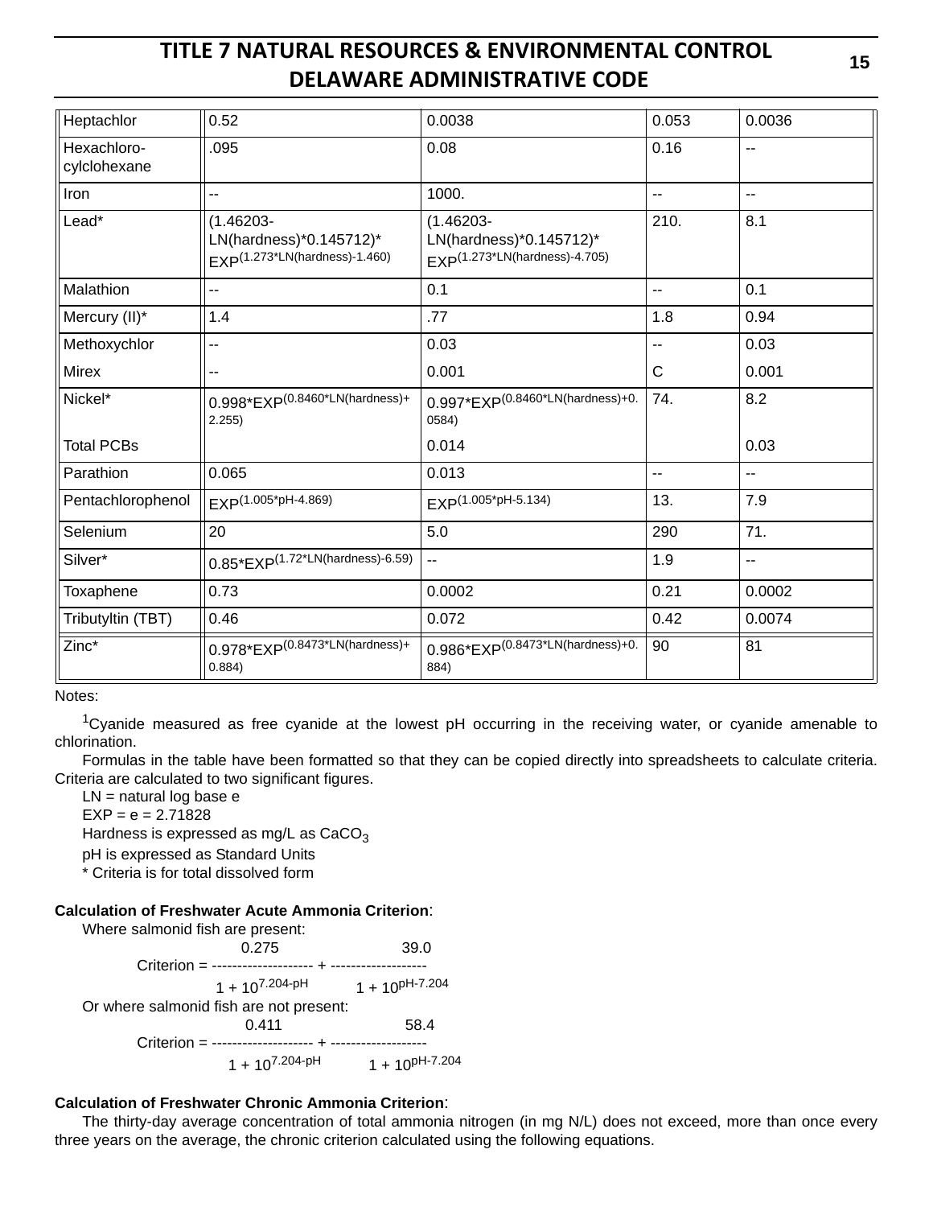| | | | | |
|---|---|---|---|---|
| Heptachlor | 0.52 | 0.0038 | 0.053 | 0.0036 |
| Hexachloro-cylclohexane | .095 | 0.08 | 0.16 | -- |
| Iron | -- | 1000. | -- | -- |
| Lead* | (1.46203-LN(hardness)*0.145712)*EXP(1.273*LN(hardness)-1.460) | (1.46203-LN(hardness)*0.145712)*EXP(1.273*LN(hardness)-4.705) | 210. | 8.1 |
| Malathion | -- | 0.1 | -- | 0.1 |
| Mercury (II)* | 1.4 | .77 | 1.8 | 0.94 |
| Methoxychlor | -- | 0.03 | -- | 0.03 |
| Mirex | -- | 0.001 | C | 0.001 |
| Nickel* | 0.998*EXP(0.8460*LN(hardness)+2.255) | 0.997*EXP(0.8460*LN(hardness)+0.0584) | 74. | 8.2 |
| Total PCBs | | 0.014 | | 0.03 |
| Parathion | 0.065 | 0.013 | -- | -- |
| Pentachlorophenol | EXP(1.005*pH-4.869) | EXP(1.005*pH-5.134) | 13. | 7.9 |
| Selenium | 20 | 5.0 | 290 | 71. |
| Silver* | 0.85*EXP(1.72*LN(hardness)-6.59) | -- | 1.9 | -- |
| Toxaphene | 0.73 | 0.0002 | 0.21 | 0.0002 |
| Tributyltin (TBT) | 0.46 | 0.072 | 0.42 | 0.0074 |
| Zinc* | 0.978*EXP(0.8473*LN(hardness)+0.884) | 0.986*EXP(0.8473*LN(hardness)+0.884) | 90 | 81 |

Notes:

[1]Cyanide measured as free cyanide at the lowest pH occurring in the receiving water, or cyanide amenable to chlorination.

Formulas in the table have been formatted so that they can be copied directly into spreadsheets to calculate criteria. Criteria are calculated to two significant figures.

LN = natural log base e

EXP = e = 2.71828

Hardness is expressed as mg/L as $CaCO_3$

pH is expressed as Standard Units

* Criteria is for total dissolved form

**Calculation of Freshwater Acute Ammonia Criterion**:

Where salmonid fish are present:

$$\text{Criterion} = \frac{0.275}{1 + 10^{7.204-pH}} + \frac{39.0}{1 + 10^{pH-7.204}}$$

Or where salmonid fish are not present:

$$\text{Criterion} = \frac{0.411}{1 + 10^{7.204-pH}} + \frac{58.4}{1 + 10^{pH-7.204}}$$

**Calculation of Freshwater Chronic Ammonia Criterion**:

The thirty-day average concentration of total ammonia nitrogen (in mg N/L) does not exceed, more than once every three years on the average, the chronic criterion calculated using the following equations.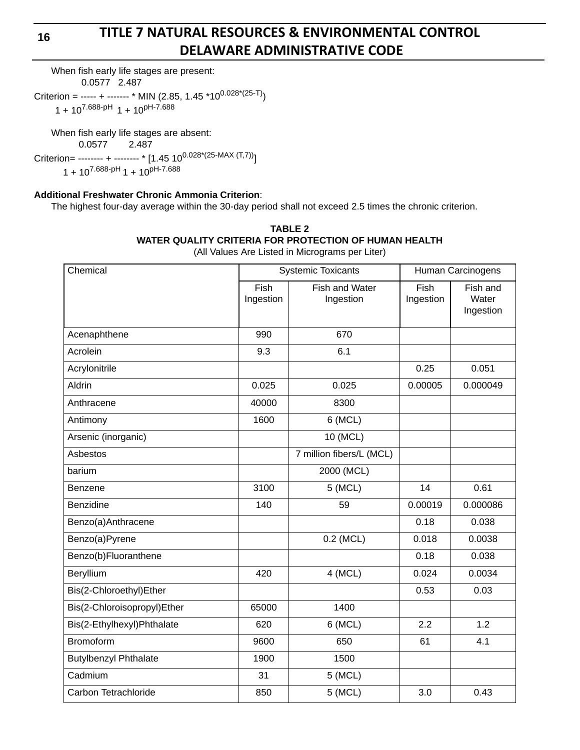When fish early life stages are present:

$$\text{Criterion} = \frac{0.0577}{1 + 10^{7.688-pH}} + \frac{2.487}{1 + 10^{pH-7.688}} * \text{MIN}(2.85, 1.45 * 10^{0.028*(25-T)})$$

When fish early life stages are absent:

$$\text{Criterion} = \frac{0.0577}{1 + 10^{7.688-pH}} + \frac{2.487}{1 + 10^{pH-7.688}} * [1.45\ 10^{0.028*(25-\text{MAX}(T,7))}]$$

**Additional Freshwater Chronic Ammonia Criterion**:

The highest four-day average within the 30-day period shall not exceed 2.5 times the chronic criterion.

**TABLE 2**
**WATER QUALITY CRITERIA FOR PROTECTION OF HUMAN HEALTH**
(All Values Are Listed in Micrograms per Liter)

| Chemical | Systemic Toxicants | | Human Carcinogens | |
|---|---|---|---|---|
| | Fish Ingestion | Fish and Water Ingestion | Fish Ingestion | Fish and Water Ingestion |
| Acenaphthene | 990 | 670 | | |
| Acrolein | 9.3 | 6.1 | | |
| Acrylonitrile | | | 0.25 | 0.051 |
| Aldrin | 0.025 | 0.025 | 0.00005 | 0.000049 |
| Anthracene | 40000 | 8300 | | |
| Antimony | 1600 | 6 (MCL) | | |
| Arsenic (inorganic) | | 10 (MCL) | | |
| Asbestos | | 7 million fibers/L (MCL) | | |
| barium | | 2000 (MCL) | | |
| Benzene | 3100 | 5 (MCL) | 14 | 0.61 |
| Benzidine | 140 | 59 | 0.00019 | 0.000086 |
| Benzo(a)Anthracene | | | 0.18 | 0.038 |
| Benzo(a)Pyrene | | 0.2 (MCL) | 0.018 | 0.0038 |
| Benzo(b)Fluoranthene | | | 0.18 | 0.038 |
| Beryllium | 420 | 4 (MCL) | 0.024 | 0.0034 |
| Bis(2-Chloroethyl)Ether | | | 0.53 | 0.03 |
| Bis(2-Chloroisopropyl)Ether | 65000 | 1400 | | |
| Bis(2-Ethylhexyl)Phthalate | 620 | 6 (MCL) | 2.2 | 1.2 |
| Bromoform | 9600 | 650 | 61 | 4.1 |
| Butylbenzyl Phthalate | 1900 | 1500 | | |
| Cadmium | 31 | 5 (MCL) | | |
| Carbon Tetrachloride | 850 | 5 (MCL) | 3.0 | 0.43 |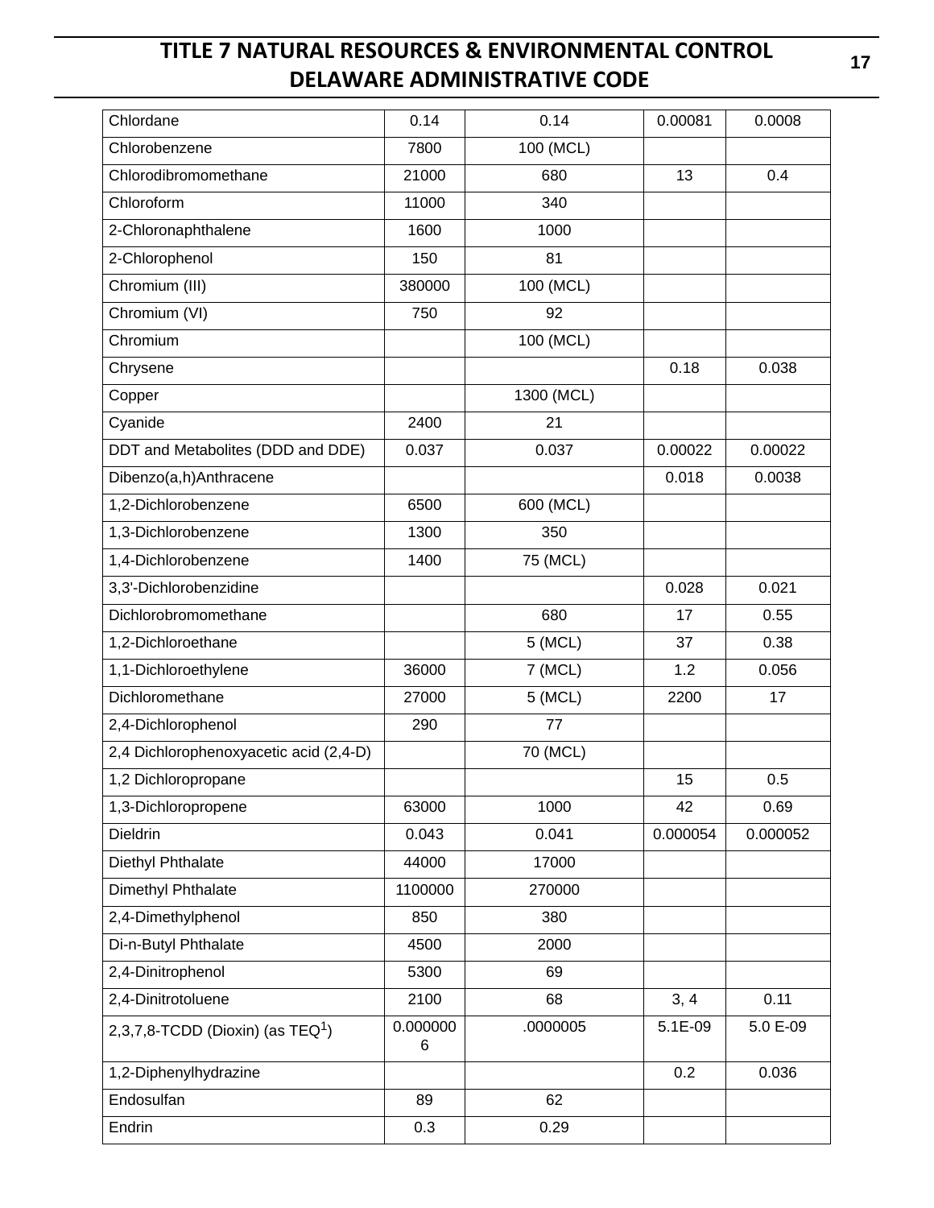| | | | | |
|---|---|---|---|---|
| Chlordane | 0.14 | 0.14 | 0.00081 | 0.0008 |
| Chlorobenzene | 7800 | 100 (MCL) | | |
| Chlorodibromomethane | 21000 | 680 | 13 | 0.4 |
| Chloroform | 11000 | 340 | | |
| 2-Chloronaphthalene | 1600 | 1000 | | |
| 2-Chlorophenol | 150 | 81 | | |
| Chromium (III) | 380000 | 100 (MCL) | | |
| Chromium (VI) | 750 | 92 | | |
| Chromium | | 100 (MCL) | | |
| Chrysene | | | 0.18 | 0.038 |
| Copper | | 1300 (MCL) | | |
| Cyanide | 2400 | 21 | | |
| DDT and Metabolites (DDD and DDE) | 0.037 | 0.037 | 0.00022 | 0.00022 |
| Dibenzo(a,h)Anthracene | | | 0.018 | 0.0038 |
| 1,2-Dichlorobenzene | 6500 | 600 (MCL) | | |
| 1,3-Dichlorobenzene | 1300 | 350 | | |
| 1,4-Dichlorobenzene | 1400 | 75 (MCL) | | |
| 3,3'-Dichlorobenzidine | | | 0.028 | 0.021 |
| Dichlorobromomethane | | 680 | 17 | 0.55 |
| 1,2-Dichloroethane | | 5 (MCL) | 37 | 0.38 |
| 1,1-Dichloroethylene | 36000 | 7 (MCL) | 1.2 | 0.056 |
| Dichloromethane | 27000 | 5 (MCL) | 2200 | 17 |
| 2,4-Dichlorophenol | 290 | 77 | | |
| 2,4 Dichlorophenoxyacetic acid (2,4-D) | | 70 (MCL) | | |
| 1,2 Dichloropropane | | | 15 | 0.5 |
| 1,3-Dichloropropene | 63000 | 1000 | 42 | 0.69 |
| Dieldrin | 0.043 | 0.041 | 0.000054 | 0.000052 |
| Diethyl Phthalate | 44000 | 17000 | | |
| Dimethyl Phthalate | 1100000 | 270000 | | |
| 2,4-Dimethylphenol | 850 | 380 | | |
| Di-n-Butyl Phthalate | 4500 | 2000 | | |
| 2,4-Dinitrophenol | 5300 | 69 | | |
| 2,4-Dinitrotoluene | 2100 | 68 | 3, 4 | 0.11 |
| 2,3,7,8-TCDD (Dioxin) (as TEQ[1]) | 0.0000006 | .0000005 | 5.1E-09 | 5.0 E-09 |
| 1,2-Diphenylhydrazine | | | 0.2 | 0.036 |
| Endosulfan | 89 | 62 | | |
| Endrin | 0.3 | 0.29 | | |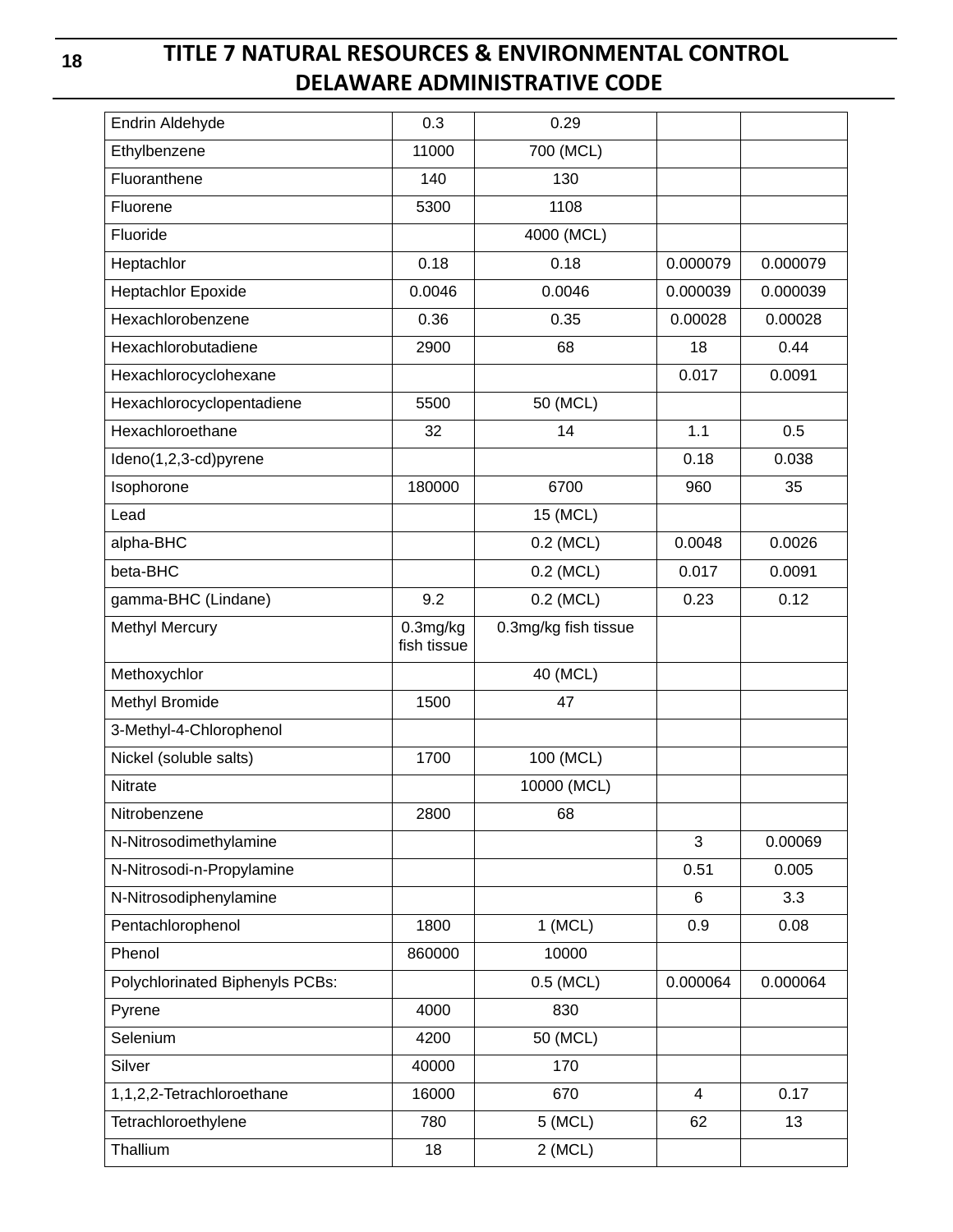| | | | | |
|---|---|---|---|---|
| Endrin Aldehyde | 0.3 | 0.29 | | |
| Ethylbenzene | 11000 | 700 (MCL) | | |
| Fluoranthene | 140 | 130 | | |
| Fluorene | 5300 | 1108 | | |
| Fluoride | | 4000 (MCL) | | |
| Heptachlor | 0.18 | 0.18 | 0.000079 | 0.000079 |
| Heptachlor Epoxide | 0.0046 | 0.0046 | 0.000039 | 0.000039 |
| Hexachlorobenzene | 0.36 | 0.35 | 0.00028 | 0.00028 |
| Hexachlorobutadiene | 2900 | 68 | 18 | 0.44 |
| Hexachlorocyclohexane | | | 0.017 | 0.0091 |
| Hexachlorocyclopentadiene | 5500 | 50 (MCL) | | |
| Hexachloroethane | 32 | 14 | 1.1 | 0.5 |
| Ideno(1,2,3-cd)pyrene | | | 0.18 | 0.038 |
| Isophorone | 180000 | 6700 | 960 | 35 |
| Lead | | 15 (MCL) | | |
| alpha-BHC | | 0.2 (MCL) | 0.0048 | 0.0026 |
| beta-BHC | | 0.2 (MCL) | 0.017 | 0.0091 |
| gamma-BHC (Lindane) | 9.2 | 0.2 (MCL) | 0.23 | 0.12 |
| Methyl Mercury | 0.3mg/kg fish tissue | 0.3mg/kg fish tissue | | |
| Methoxychlor | | 40 (MCL) | | |
| Methyl Bromide | 1500 | 47 | | |
| 3-Methyl-4-Chlorophenol | | | | |
| Nickel (soluble salts) | 1700 | 100 (MCL) | | |
| Nitrate | | 10000 (MCL) | | |
| Nitrobenzene | 2800 | 68 | | |
| N-Nitrosodimethylamine | | | 3 | 0.00069 |
| N-Nitrosodi-n-Propylamine | | | 0.51 | 0.005 |
| N-Nitrosodiphenylamine | | | 6 | 3.3 |
| Pentachlorophenol | 1800 | 1 (MCL) | 0.9 | 0.08 |
| Phenol | 860000 | 10000 | | |
| Polychlorinated Biphenyls PCBs: | | 0.5 (MCL) | 0.000064 | 0.000064 |
| Pyrene | 4000 | 830 | | |
| Selenium | 4200 | 50 (MCL) | | |
| Silver | 40000 | 170 | | |
| 1,1,2,2-Tetrachloroethane | 16000 | 670 | 4 | 0.17 |
| Tetrachloroethylene | 780 | 5 (MCL) | 62 | 13 |
| Thallium | 18 | 2 (MCL) | | |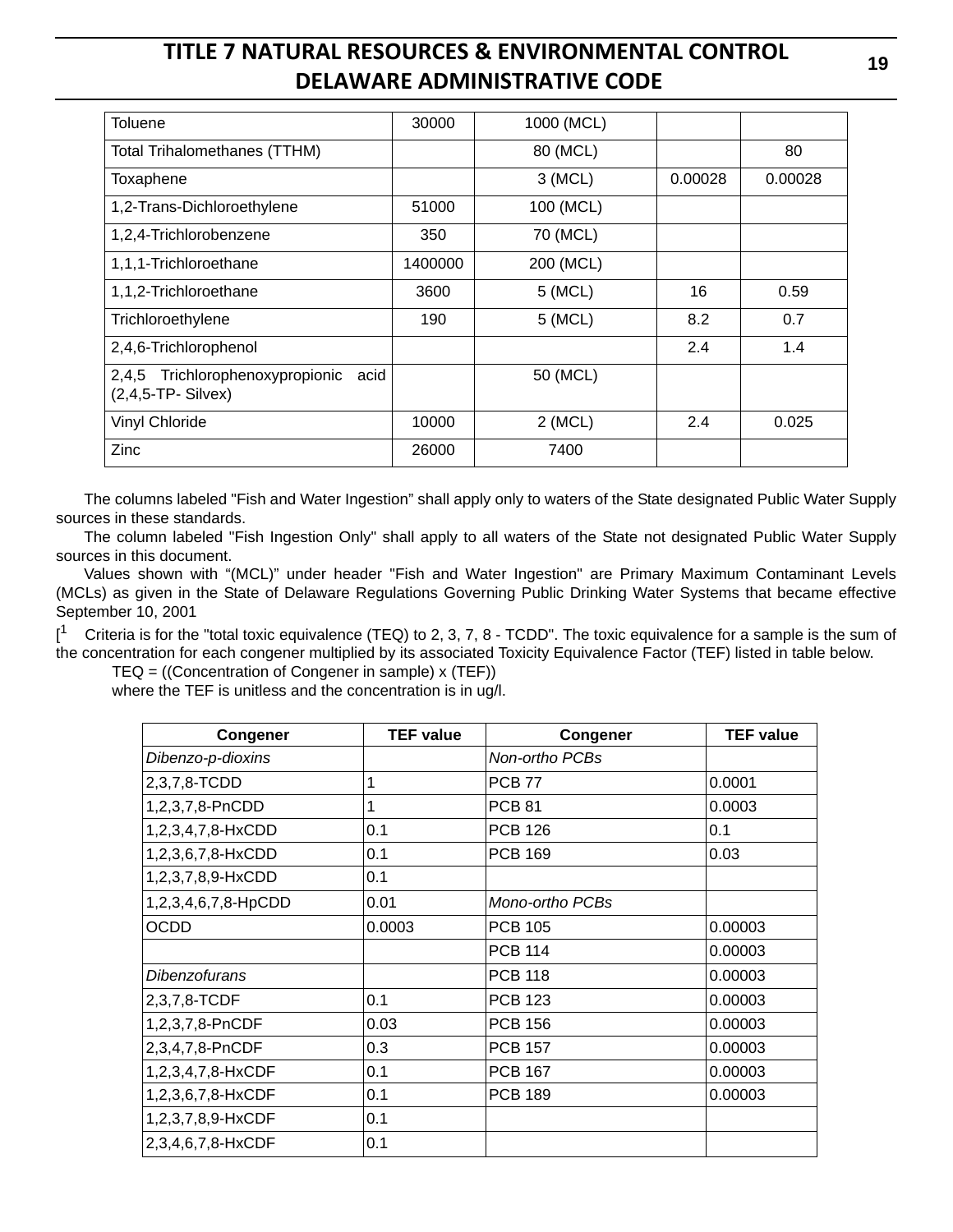| Toluene | 30000 | 1000 (MCL) | | |
|---|---|---|---|---|
| Total Trihalomethanes (TTHM) | | 80 (MCL) | | 80 |
| Toxaphene | | 3 (MCL) | 0.00028 | 0.00028 |
| 1,2-Trans-Dichloroethylene | 51000 | 100 (MCL) | | |
| 1,2,4-Trichlorobenzene | 350 | 70 (MCL) | | |
| 1,1,1-Trichloroethane | 1400000 | 200 (MCL) | | |
| 1,1,2-Trichloroethane | 3600 | 5 (MCL) | 16 | 0.59 |
| Trichloroethylene | 190 | 5 (MCL) | 8.2 | 0.7 |
| 2,4,6-Trichlorophenol | | | 2.4 | 1.4 |
| 2,4,5 Trichlorophenoxypropionic acid (2,4,5-TP- Silvex) | | 50 (MCL) | | |
| Vinyl Chloride | 10000 | 2 (MCL) | 2.4 | 0.025 |
| Zinc | 26000 | 7400 | | |

The columns labeled "Fish and Water Ingestion" shall apply only to waters of the State designated Public Water Supply sources in these standards.

The column labeled "Fish Ingestion Only" shall apply to all waters of the State not designated Public Water Supply sources in this document.

Values shown with "(MCL)" under header "Fish and Water Ingestion" are Primary Maximum Contaminant Levels (MCLs) as given in the State of Delaware Regulations Governing Public Drinking Water Systems that became effective September 10, 2001

[[1] Criteria is for the "total toxic equivalence (TEQ) to 2, 3, 7, 8 - TCDD". The toxic equivalence for a sample is the sum of the concentration for each congener multiplied by its associated Toxicity Equivalence Factor (TEF) listed in table below.

TEQ = ((Concentration of Congener in sample) x (TEF))

where the TEF is unitless and the concentration is in ug/l.

| Congener | TEF value | Congener | TEF value |
|---|---|---|---|
| *Dibenzo-p-dioxins* | | *Non-ortho PCBs* | |
| 2,3,7,8-TCDD | 1 | PCB 77 | 0.0001 |
| 1,2,3,7,8-PnCDD | 1 | PCB 81 | 0.0003 |
| 1,2,3,4,7,8-HxCDD | 0.1 | PCB 126 | 0.1 |
| 1,2,3,6,7,8-HxCDD | 0.1 | PCB 169 | 0.03 |
| 1,2,3,7,8,9-HxCDD | 0.1 | | |
| 1,2,3,4,6,7,8-HpCDD | 0.01 | *Mono-ortho PCBs* | |
| OCDD | 0.0003 | PCB 105 | 0.00003 |
| | | PCB 114 | 0.00003 |
| *Dibenzofurans* | | PCB 118 | 0.00003 |
| 2,3,7,8-TCDF | 0.1 | PCB 123 | 0.00003 |
| 1,2,3,7,8-PnCDF | 0.03 | PCB 156 | 0.00003 |
| 2,3,4,7,8-PnCDF | 0.3 | PCB 157 | 0.00003 |
| 1,2,3,4,7,8-HxCDF | 0.1 | PCB 167 | 0.00003 |
| 1,2,3,6,7,8-HxCDF | 0.1 | PCB 189 | 0.00003 |
| 1,2,3,7,8,9-HxCDF | 0.1 | | |
| 2,3,4,6,7,8-HxCDF | 0.1 | | |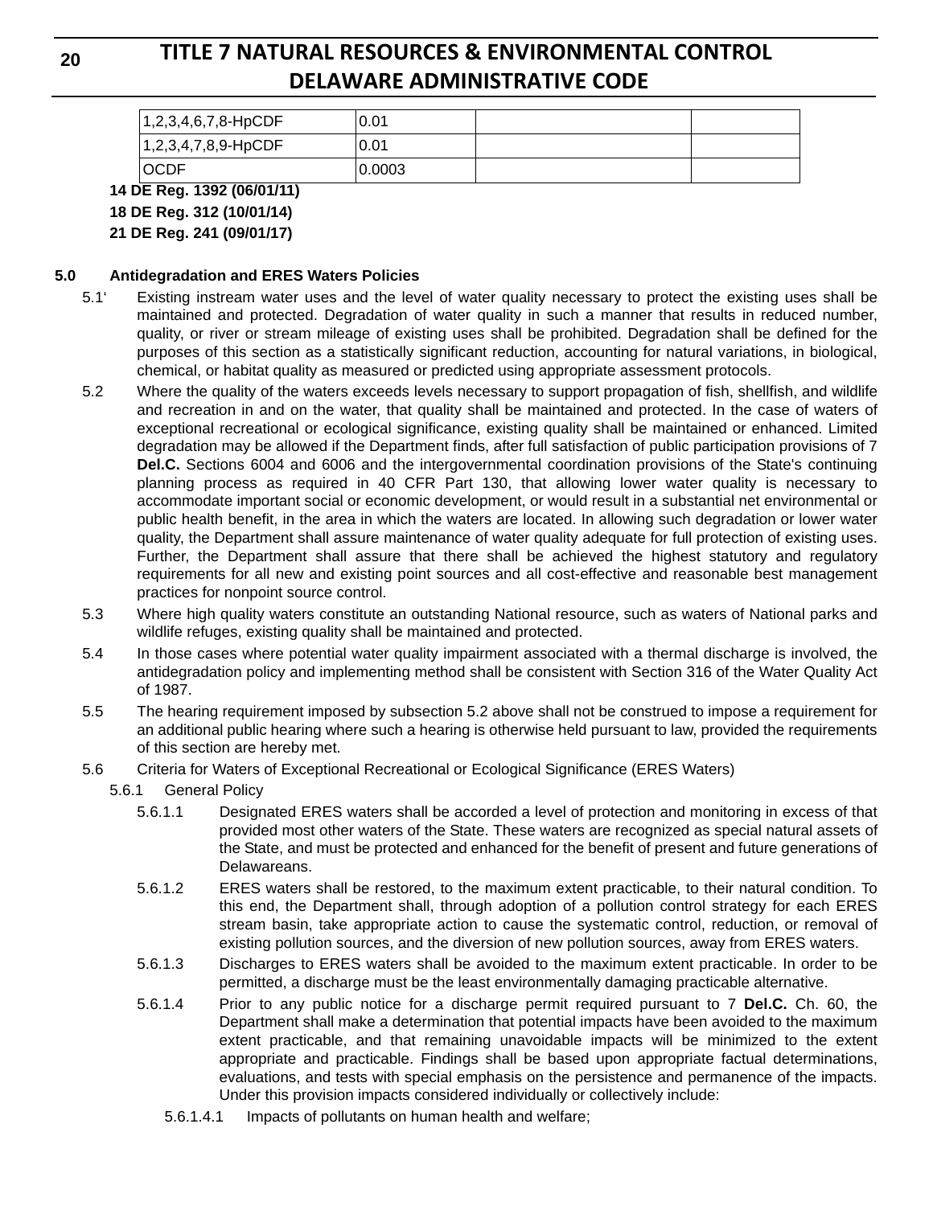| 1,2,3,4,6,7,8-HpCDF | 0.01 | | |
|---|---|---|---|
| 1,2,3,4,7,8,9-HpCDF | 0.01 | | |
| OCDF | 0.0003 | | |

**14 DE Reg. 1392 (06/01/11)**

**18 DE Reg. 312 (10/01/14)**

**21 DE Reg. 241 (09/01/17)**

**5.0 Antidegradation and ERES Waters Policies**

5.1‘ Existing instream water uses and the level of water quality necessary to protect the existing uses shall be maintained and protected. Degradation of water quality in such a manner that results in reduced number, quality, or river or stream mileage of existing uses shall be prohibited. Degradation shall be defined for the purposes of this section as a statistically significant reduction, accounting for natural variations, in biological, chemical, or habitat quality as measured or predicted using appropriate assessment protocols.

5.2 Where the quality of the waters exceeds levels necessary to support propagation of fish, shellfish, and wildlife and recreation in and on the water, that quality shall be maintained and protected. In the case of waters of exceptional recreational or ecological significance, existing quality shall be maintained or enhanced. Limited degradation may be allowed if the Department finds, after full satisfaction of public participation provisions of 7 **Del.C.** Sections 6004 and 6006 and the intergovernmental coordination provisions of the State's continuing planning process as required in 40 CFR Part 130, that allowing lower water quality is necessary to accommodate important social or economic development, or would result in a substantial net environmental or public health benefit, in the area in which the waters are located. In allowing such degradation or lower water quality, the Department shall assure maintenance of water quality adequate for full protection of existing uses. Further, the Department shall assure that there shall be achieved the highest statutory and regulatory requirements for all new and existing point sources and all cost-effective and reasonable best management practices for nonpoint source control.

5.3 Where high quality waters constitute an outstanding National resource, such as waters of National parks and wildlife refuges, existing quality shall be maintained and protected.

5.4 In those cases where potential water quality impairment associated with a thermal discharge is involved, the antidegradation policy and implementing method shall be consistent with Section 316 of the Water Quality Act of 1987.

5.5 The hearing requirement imposed by subsection 5.2 above shall not be construed to impose a requirement for an additional public hearing where such a hearing is otherwise held pursuant to law, provided the requirements of this section are hereby met.

5.6 Criteria for Waters of Exceptional Recreational or Ecological Significance (ERES Waters)

5.6.1 General Policy

5.6.1.1 Designated ERES waters shall be accorded a level of protection and monitoring in excess of that provided most other waters of the State. These waters are recognized as special natural assets of the State, and must be protected and enhanced for the benefit of present and future generations of Delawareans.

5.6.1.2 ERES waters shall be restored, to the maximum extent practicable, to their natural condition. To this end, the Department shall, through adoption of a pollution control strategy for each ERES stream basin, take appropriate action to cause the systematic control, reduction, or removal of existing pollution sources, and the diversion of new pollution sources, away from ERES waters.

5.6.1.3 Discharges to ERES waters shall be avoided to the maximum extent practicable. In order to be permitted, a discharge must be the least environmentally damaging practicable alternative.

5.6.1.4 Prior to any public notice for a discharge permit required pursuant to 7 **Del.C.** Ch. 60, the Department shall make a determination that potential impacts have been avoided to the maximum extent practicable, and that remaining unavoidable impacts will be minimized to the extent appropriate and practicable. Findings shall be based upon appropriate factual determinations, evaluations, and tests with special emphasis on the persistence and permanence of the impacts. Under this provision impacts considered individually or collectively include:

5.6.1.4.1 Impacts of pollutants on human health and welfare;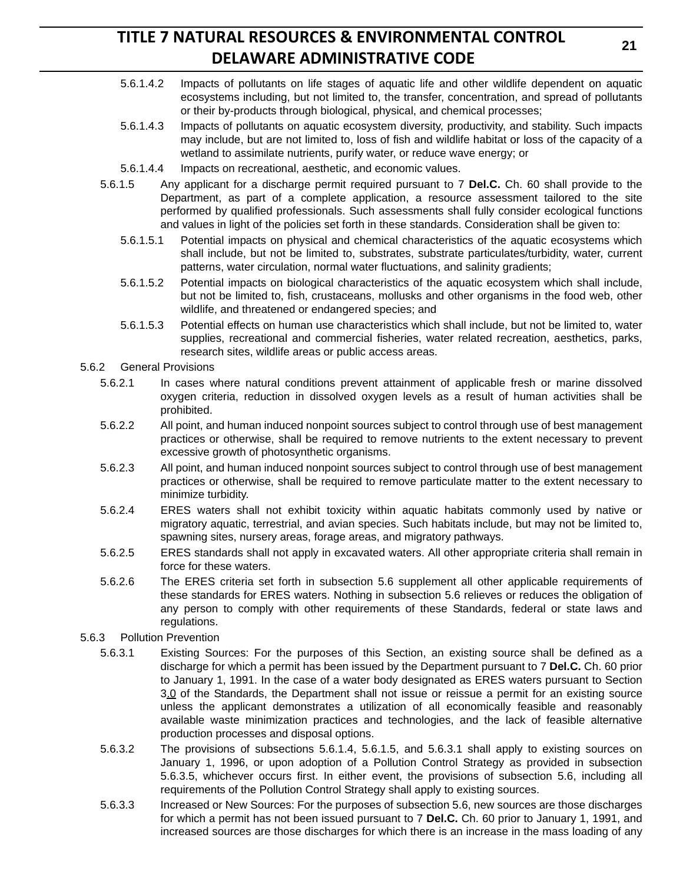5.6.1.4.2 Impacts of pollutants on life stages of aquatic life and other wildlife dependent on aquatic ecosystems including, but not limited to, the transfer, concentration, and spread of pollutants or their by-products through biological, physical, and chemical processes;

5.6.1.4.3 Impacts of pollutants on aquatic ecosystem diversity, productivity, and stability. Such impacts may include, but are not limited to, loss of fish and wildlife habitat or loss of the capacity of a wetland to assimilate nutrients, purify water, or reduce wave energy; or

5.6.1.4.4 Impacts on recreational, aesthetic, and economic values.

5.6.1.5 Any applicant for a discharge permit required pursuant to 7 **Del.C.** Ch. 60 shall provide to the Department, as part of a complete application, a resource assessment tailored to the site performed by qualified professionals. Such assessments shall fully consider ecological functions and values in light of the policies set forth in these standards. Consideration shall be given to:

5.6.1.5.1 Potential impacts on physical and chemical characteristics of the aquatic ecosystems which shall include, but not be limited to, substrates, substrate particulates/turbidity, water, current patterns, water circulation, normal water fluctuations, and salinity gradients;

5.6.1.5.2 Potential impacts on biological characteristics of the aquatic ecosystem which shall include, but not be limited to, fish, crustaceans, mollusks and other organisms in the food web, other wildlife, and threatened or endangered species; and

5.6.1.5.3 Potential effects on human use characteristics which shall include, but not be limited to, water supplies, recreational and commercial fisheries, water related recreation, aesthetics, parks, research sites, wildlife areas or public access areas.

5.6.2 General Provisions

5.6.2.1 In cases where natural conditions prevent attainment of applicable fresh or marine dissolved oxygen criteria, reduction in dissolved oxygen levels as a result of human activities shall be prohibited.

5.6.2.2 All point, and human induced nonpoint sources subject to control through use of best management practices or otherwise, shall be required to remove nutrients to the extent necessary to prevent excessive growth of photosynthetic organisms.

5.6.2.3 All point, and human induced nonpoint sources subject to control through use of best management practices or otherwise, shall be required to remove particulate matter to the extent necessary to minimize turbidity.

5.6.2.4 ERES waters shall not exhibit toxicity within aquatic habitats commonly used by native or migratory aquatic, terrestrial, and avian species. Such habitats include, but may not be limited to, spawning sites, nursery areas, forage areas, and migratory pathways.

5.6.2.5 ERES standards shall not apply in excavated waters. All other appropriate criteria shall remain in force for these waters.

5.6.2.6 The ERES criteria set forth in subsection 5.6 supplement all other applicable requirements of these standards for ERES waters. Nothing in subsection 5.6 relieves or reduces the obligation of any person to comply with other requirements of these Standards, federal or state laws and regulations.

5.6.3 Pollution Prevention

5.6.3.1 Existing Sources: For the purposes of this Section, an existing source shall be defined as a discharge for which a permit has been issued by the Department pursuant to 7 **Del.C.** Ch. 60 prior to January 1, 1991. In the case of a water body designated as ERES waters pursuant to Section 3.0 of the Standards, the Department shall not issue or reissue a permit for an existing source unless the applicant demonstrates a utilization of all economically feasible and reasonably available waste minimization practices and technologies, and the lack of feasible alternative production processes and disposal options.

5.6.3.2 The provisions of subsections 5.6.1.4, 5.6.1.5, and 5.6.3.1 shall apply to existing sources on January 1, 1996, or upon adoption of a Pollution Control Strategy as provided in subsection 5.6.3.5, whichever occurs first. In either event, the provisions of subsection 5.6, including all requirements of the Pollution Control Strategy shall apply to existing sources.

5.6.3.3 Increased or New Sources: For the purposes of subsection 5.6, new sources are those discharges for which a permit has not been issued pursuant to 7 **Del.C.** Ch. 60 prior to January 1, 1991, and increased sources are those discharges for which there is an increase in the mass loading of any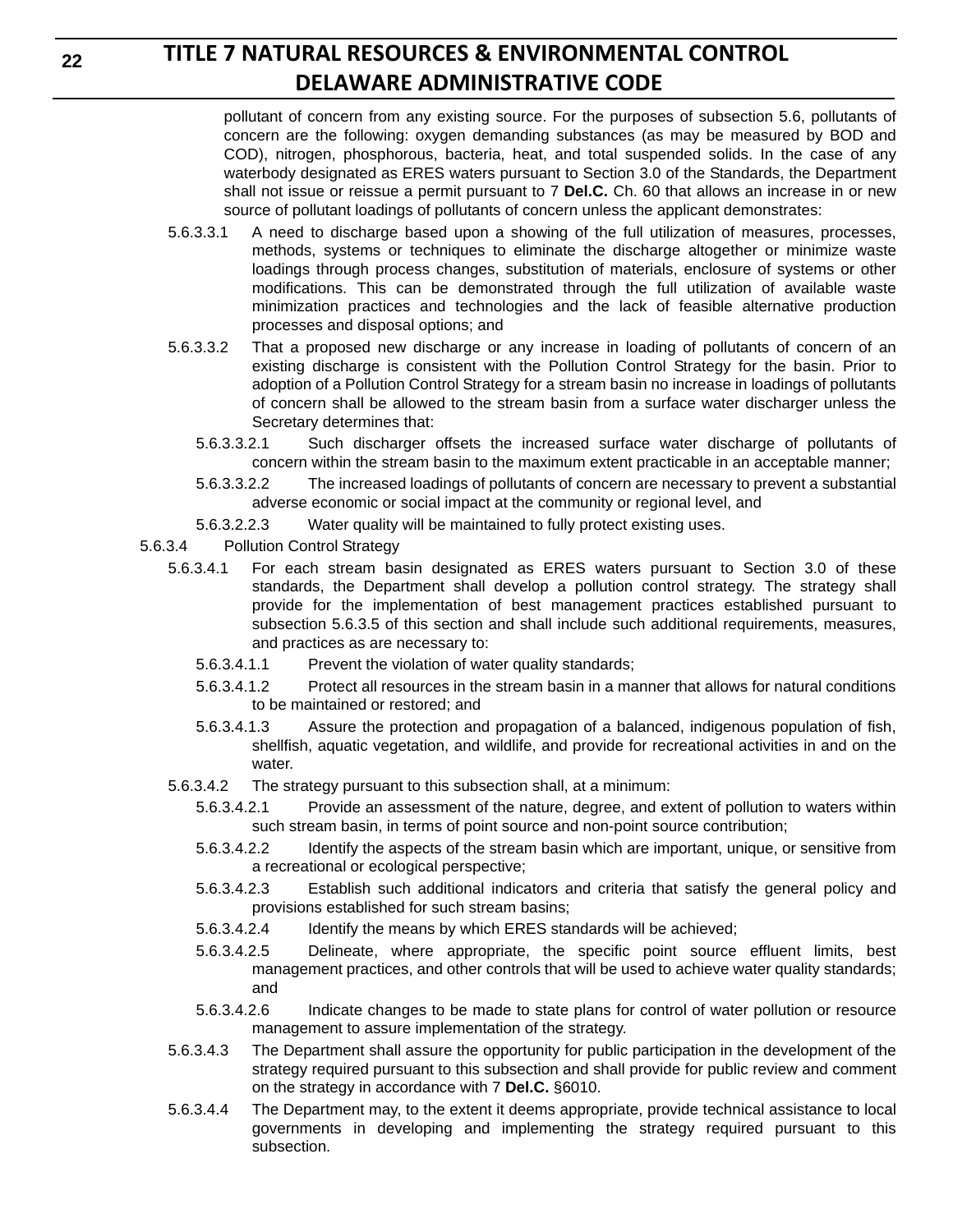pollutant of concern from any existing source. For the purposes of subsection 5.6, pollutants of concern are the following: oxygen demanding substances (as may be measured by BOD and COD), nitrogen, phosphorous, bacteria, heat, and total suspended solids. In the case of any waterbody designated as ERES waters pursuant to Section 3.0 of the Standards, the Department shall not issue or reissue a permit pursuant to 7 **Del.C.** Ch. 60 that allows an increase in or new source of pollutant loadings of pollutants of concern unless the applicant demonstrates:

5.6.3.3.1 A need to discharge based upon a showing of the full utilization of measures, processes, methods, systems or techniques to eliminate the discharge altogether or minimize waste loadings through process changes, substitution of materials, enclosure of systems or other modifications. This can be demonstrated through the full utilization of available waste minimization practices and technologies and the lack of feasible alternative production processes and disposal options; and

5.6.3.3.2 That a proposed new discharge or any increase in loading of pollutants of concern of an existing discharge is consistent with the Pollution Control Strategy for the basin. Prior to adoption of a Pollution Control Strategy for a stream basin no increase in loadings of pollutants of concern shall be allowed to the stream basin from a surface water discharger unless the Secretary determines that:

5.6.3.3.2.1 Such discharger offsets the increased surface water discharge of pollutants of concern within the stream basin to the maximum extent practicable in an acceptable manner;

5.6.3.3.2.2 The increased loadings of pollutants of concern are necessary to prevent a substantial adverse economic or social impact at the community or regional level, and

5.6.3.2.2.3 Water quality will be maintained to fully protect existing uses.

5.6.3.4 Pollution Control Strategy

5.6.3.4.1 For each stream basin designated as ERES waters pursuant to Section 3.0 of these standards, the Department shall develop a pollution control strategy. The strategy shall provide for the implementation of best management practices established pursuant to subsection 5.6.3.5 of this section and shall include such additional requirements, measures, and practices as are necessary to:

5.6.3.4.1.1 Prevent the violation of water quality standards;

5.6.3.4.1.2 Protect all resources in the stream basin in a manner that allows for natural conditions to be maintained or restored; and

5.6.3.4.1.3 Assure the protection and propagation of a balanced, indigenous population of fish, shellfish, aquatic vegetation, and wildlife, and provide for recreational activities in and on the water.

5.6.3.4.2 The strategy pursuant to this subsection shall, at a minimum:

5.6.3.4.2.1 Provide an assessment of the nature, degree, and extent of pollution to waters within such stream basin, in terms of point source and non-point source contribution;

5.6.3.4.2.2 Identify the aspects of the stream basin which are important, unique, or sensitive from a recreational or ecological perspective;

5.6.3.4.2.3 Establish such additional indicators and criteria that satisfy the general policy and provisions established for such stream basins;

5.6.3.4.2.4 Identify the means by which ERES standards will be achieved;

5.6.3.4.2.5 Delineate, where appropriate, the specific point source effluent limits, best management practices, and other controls that will be used to achieve water quality standards; and

5.6.3.4.2.6 Indicate changes to be made to state plans for control of water pollution or resource management to assure implementation of the strategy.

5.6.3.4.3 The Department shall assure the opportunity for public participation in the development of the strategy required pursuant to this subsection and shall provide for public review and comment on the strategy in accordance with 7 **Del.C.** §6010.

5.6.3.4.4 The Department may, to the extent it deems appropriate, provide technical assistance to local governments in developing and implementing the strategy required pursuant to this subsection.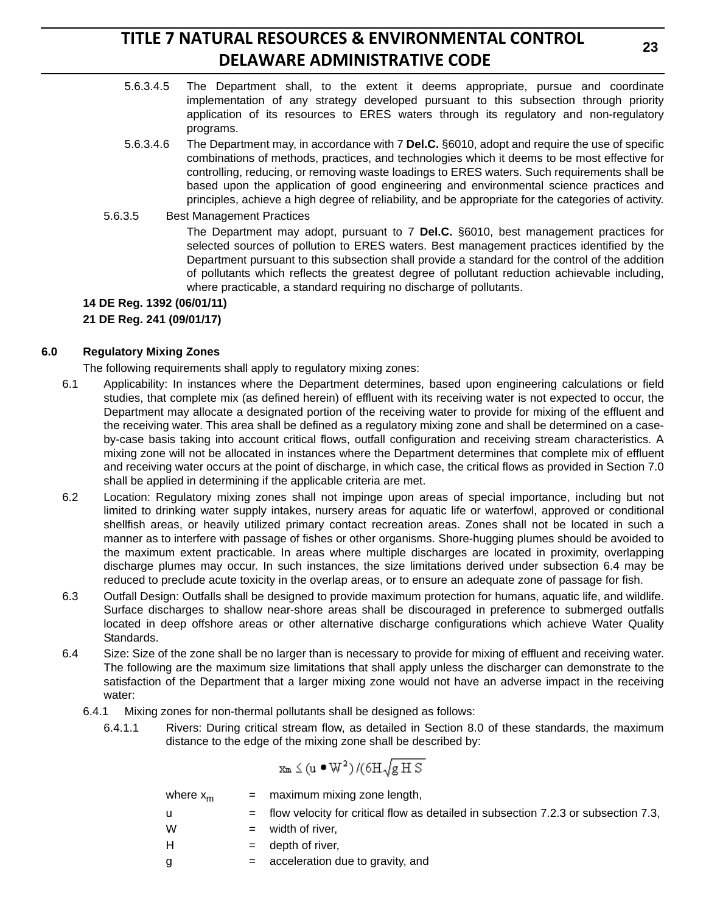5.6.3.4.5 The Department shall, to the extent it deems appropriate, pursue and coordinate implementation of any strategy developed pursuant to this subsection through priority application of its resources to ERES waters through its regulatory and non-regulatory programs.

5.6.3.4.6 The Department may, in accordance with 7 **Del.C.** §6010, adopt and require the use of specific combinations of methods, practices, and technologies which it deems to be most effective for controlling, reducing, or removing waste loadings to ERES waters. Such requirements shall be based upon the application of good engineering and environmental science practices and principles, achieve a high degree of reliability, and be appropriate for the categories of activity.

5.6.3.5 Best Management Practices

The Department may adopt, pursuant to 7 **Del.C.** §6010, best management practices for selected sources of pollution to ERES waters. Best management practices identified by the Department pursuant to this subsection shall provide a standard for the control of the addition of pollutants which reflects the greatest degree of pollutant reduction achievable including, where practicable, a standard requiring no discharge of pollutants.

**14 DE Reg. 1392 (06/01/11)**

**21 DE Reg. 241 (09/01/17)**

## 6.0 Regulatory Mixing Zones

The following requirements shall apply to regulatory mixing zones:

6.1 Applicability: In instances where the Department determines, based upon engineering calculations or field studies, that complete mix (as defined herein) of effluent with its receiving water is not expected to occur, the Department may allocate a designated portion of the receiving water to provide for mixing of the effluent and the receiving water. This area shall be defined as a regulatory mixing zone and shall be determined on a case-by-case basis taking into account critical flows, outfall configuration and receiving stream characteristics. A mixing zone will not be allocated in instances where the Department determines that complete mix of effluent and receiving water occurs at the point of discharge, in which case, the critical flows as provided in Section 7.0 shall be applied in determining if the applicable criteria are met.

6.2 Location: Regulatory mixing zones shall not impinge upon areas of special importance, including but not limited to drinking water supply intakes, nursery areas for aquatic life or waterfowl, approved or conditional shellfish areas, or heavily utilized primary contact recreation areas. Zones shall not be located in such a manner as to interfere with passage of fishes or other organisms. Shore-hugging plumes should be avoided to the maximum extent practicable. In areas where multiple discharges are located in proximity, overlapping discharge plumes may occur. In such instances, the size limitations derived under subsection 6.4 may be reduced to preclude acute toxicity in the overlap areas, or to ensure an adequate zone of passage for fish.

6.3 Outfall Design: Outfalls shall be designed to provide maximum protection for humans, aquatic life, and wildlife. Surface discharges to shallow near-shore areas shall be discouraged in preference to submerged outfalls located in deep offshore areas or other alternative discharge configurations which achieve Water Quality Standards.

6.4 Size: Size of the zone shall be no larger than is necessary to provide for mixing of effluent and receiving water. The following are the maximum size limitations that shall apply unless the discharger can demonstrate to the satisfaction of the Department that a larger mixing zone would not have an adverse impact in the receiving water:

6.4.1 Mixing zones for non-thermal pollutants shall be designed as follows:

6.4.1.1 Rivers: During critical stream flow, as detailed in Section 8.0 of these standards, the maximum distance to the edge of the mixing zone shall be described by:

$$x_m \leq (u \bullet W^2)/(6H\sqrt{g\,H\,S}$$

where $x_m$ = maximum mixing zone length,

u = flow velocity for critical flow as detailed in subsection 7.2.3 or subsection 7.3,

W = width of river,

H = depth of river,

g = acceleration due to gravity, and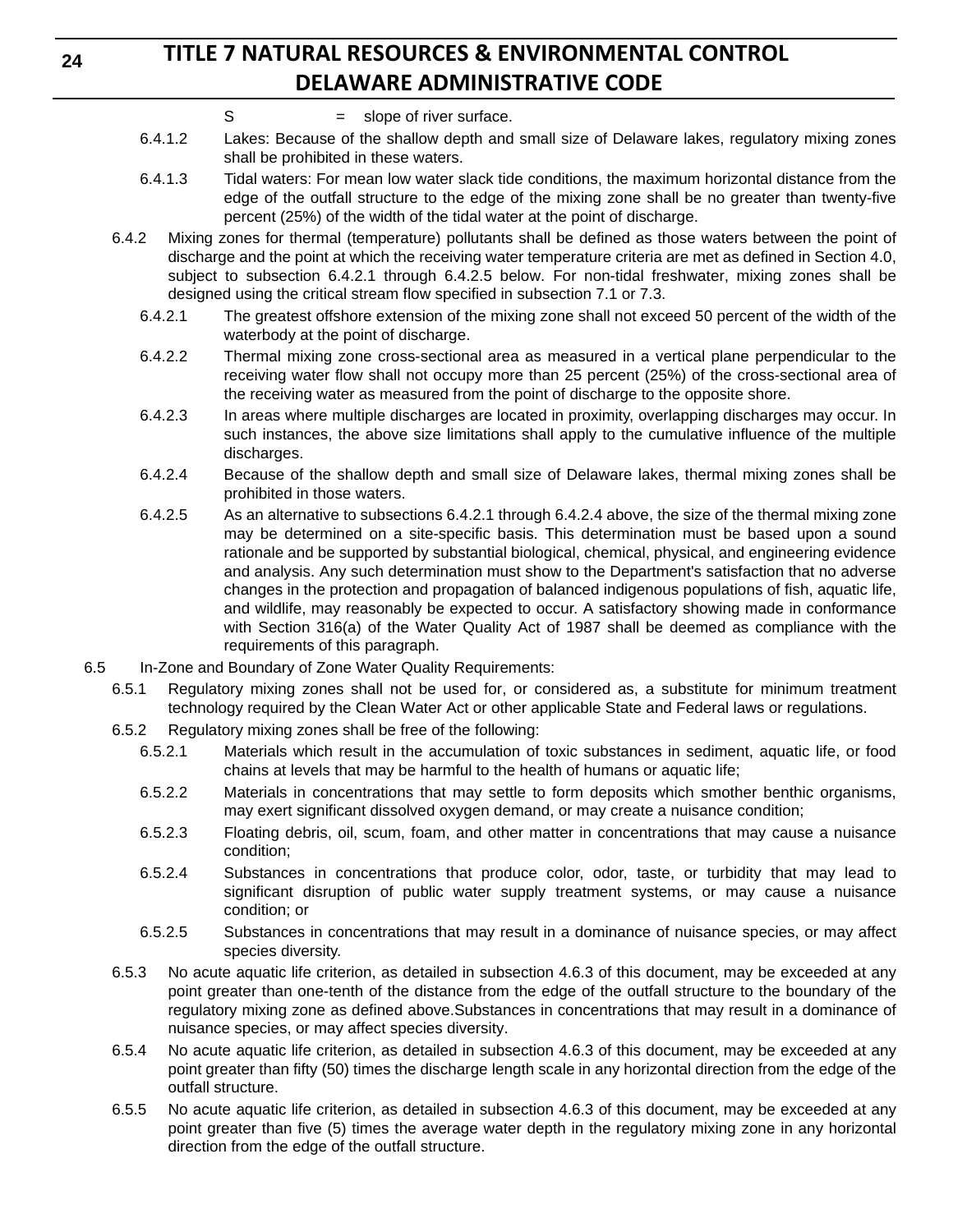S = slope of river surface.

6.4.1.2 Lakes: Because of the shallow depth and small size of Delaware lakes, regulatory mixing zones shall be prohibited in these waters.

6.4.1.3 Tidal waters: For mean low water slack tide conditions, the maximum horizontal distance from the edge of the outfall structure to the edge of the mixing zone shall be no greater than twenty-five percent (25%) of the width of the tidal water at the point of discharge.

6.4.2 Mixing zones for thermal (temperature) pollutants shall be defined as those waters between the point of discharge and the point at which the receiving water temperature criteria are met as defined in Section 4.0, subject to subsection 6.4.2.1 through 6.4.2.5 below. For non-tidal freshwater, mixing zones shall be designed using the critical stream flow specified in subsection 7.1 or 7.3.

6.4.2.1 The greatest offshore extension of the mixing zone shall not exceed 50 percent of the width of the waterbody at the point of discharge.

6.4.2.2 Thermal mixing zone cross-sectional area as measured in a vertical plane perpendicular to the receiving water flow shall not occupy more than 25 percent (25%) of the cross-sectional area of the receiving water as measured from the point of discharge to the opposite shore.

6.4.2.3 In areas where multiple discharges are located in proximity, overlapping discharges may occur. In such instances, the above size limitations shall apply to the cumulative influence of the multiple discharges.

6.4.2.4 Because of the shallow depth and small size of Delaware lakes, thermal mixing zones shall be prohibited in those waters.

6.4.2.5 As an alternative to subsections 6.4.2.1 through 6.4.2.4 above, the size of the thermal mixing zone may be determined on a site-specific basis. This determination must be based upon a sound rationale and be supported by substantial biological, chemical, physical, and engineering evidence and analysis. Any such determination must show to the Department's satisfaction that no adverse changes in the protection and propagation of balanced indigenous populations of fish, aquatic life, and wildlife, may reasonably be expected to occur. A satisfactory showing made in conformance with Section 316(a) of the Water Quality Act of 1987 shall be deemed as compliance with the requirements of this paragraph.

6.5 In-Zone and Boundary of Zone Water Quality Requirements:

6.5.1 Regulatory mixing zones shall not be used for, or considered as, a substitute for minimum treatment technology required by the Clean Water Act or other applicable State and Federal laws or regulations.

6.5.2 Regulatory mixing zones shall be free of the following:

6.5.2.1 Materials which result in the accumulation of toxic substances in sediment, aquatic life, or food chains at levels that may be harmful to the health of humans or aquatic life;

6.5.2.2 Materials in concentrations that may settle to form deposits which smother benthic organisms, may exert significant dissolved oxygen demand, or may create a nuisance condition;

6.5.2.3 Floating debris, oil, scum, foam, and other matter in concentrations that may cause a nuisance condition;

6.5.2.4 Substances in concentrations that produce color, odor, taste, or turbidity that may lead to significant disruption of public water supply treatment systems, or may cause a nuisance condition; or

6.5.2.5 Substances in concentrations that may result in a dominance of nuisance species, or may affect species diversity.

6.5.3 No acute aquatic life criterion, as detailed in subsection 4.6.3 of this document, may be exceeded at any point greater than one-tenth of the distance from the edge of the outfall structure to the boundary of the regulatory mixing zone as defined above.Substances in concentrations that may result in a dominance of nuisance species, or may affect species diversity.

6.5.4 No acute aquatic life criterion, as detailed in subsection 4.6.3 of this document, may be exceeded at any point greater than fifty (50) times the discharge length scale in any horizontal direction from the edge of the outfall structure.

6.5.5 No acute aquatic life criterion, as detailed in subsection 4.6.3 of this document, may be exceeded at any point greater than five (5) times the average water depth in the regulatory mixing zone in any horizontal direction from the edge of the outfall structure.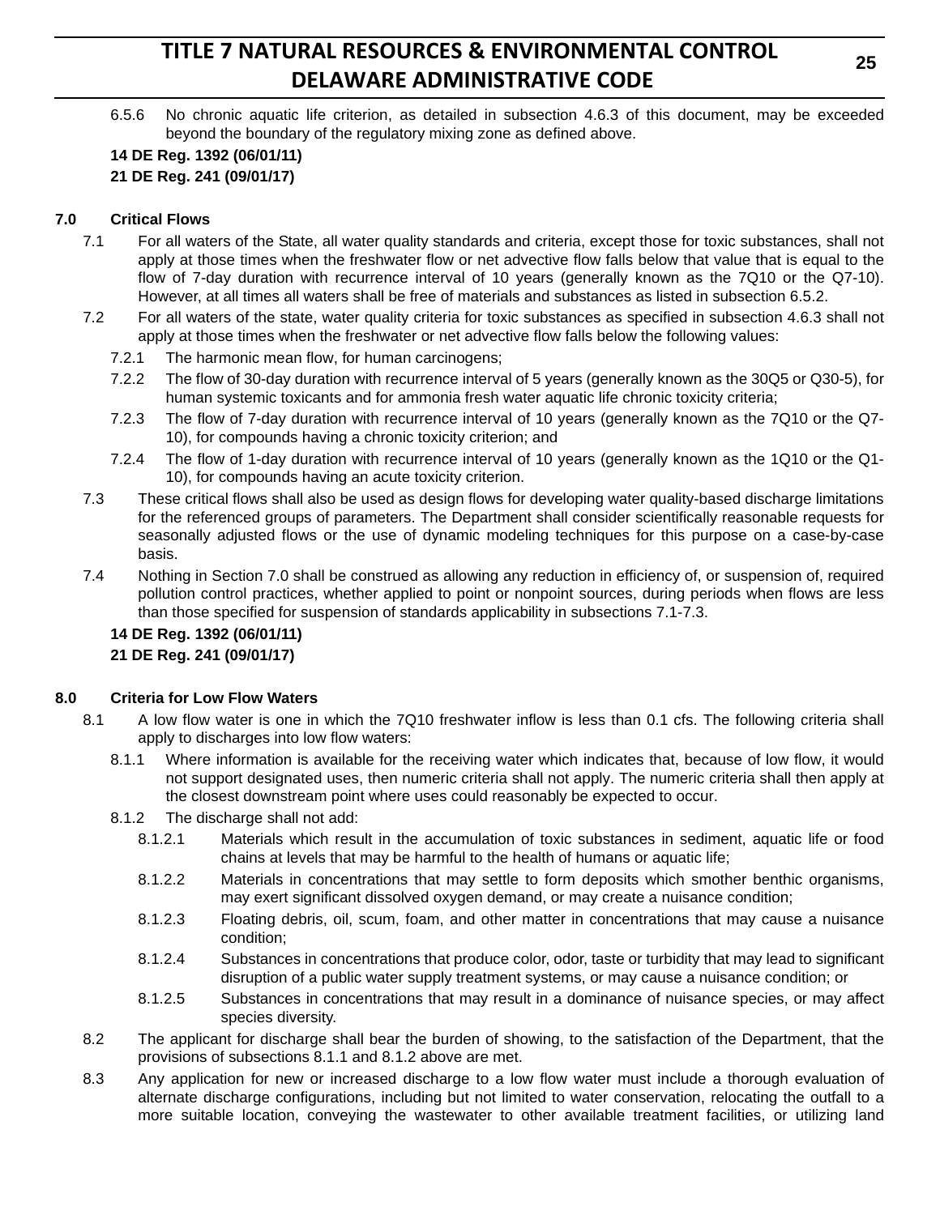6.5.6 No chronic aquatic life criterion, as detailed in subsection 4.6.3 of this document, may be exceeded beyond the boundary of the regulatory mixing zone as defined above.

**14 DE Reg. 1392 (06/01/11)**

**21 DE Reg. 241 (09/01/17)**

## 7.0 Critical Flows

7.1 For all waters of the State, all water quality standards and criteria, except those for toxic substances, shall not apply at those times when the freshwater flow or net advective flow falls below that value that is equal to the flow of 7-day duration with recurrence interval of 10 years (generally known as the 7Q10 or the Q7-10). However, at all times all waters shall be free of materials and substances as listed in subsection 6.5.2.

7.2 For all waters of the state, water quality criteria for toxic substances as specified in subsection 4.6.3 shall not apply at those times when the freshwater or net advective flow falls below the following values:

7.2.1 The harmonic mean flow, for human carcinogens;

7.2.2 The flow of 30-day duration with recurrence interval of 5 years (generally known as the 30Q5 or Q30-5), for human systemic toxicants and for ammonia fresh water aquatic life chronic toxicity criteria;

7.2.3 The flow of 7-day duration with recurrence interval of 10 years (generally known as the 7Q10 or the Q7-10), for compounds having a chronic toxicity criterion; and

7.2.4 The flow of 1-day duration with recurrence interval of 10 years (generally known as the 1Q10 or the Q1-10), for compounds having an acute toxicity criterion.

7.3 These critical flows shall also be used as design flows for developing water quality-based discharge limitations for the referenced groups of parameters. The Department shall consider scientifically reasonable requests for seasonally adjusted flows or the use of dynamic modeling techniques for this purpose on a case-by-case basis.

7.4 Nothing in Section 7.0 shall be construed as allowing any reduction in efficiency of, or suspension of, required pollution control practices, whether applied to point or nonpoint sources, during periods when flows are less than those specified for suspension of standards applicability in subsections 7.1-7.3.

**14 DE Reg. 1392 (06/01/11)**

**21 DE Reg. 241 (09/01/17)**

## 8.0 Criteria for Low Flow Waters

8.1 A low flow water is one in which the 7Q10 freshwater inflow is less than 0.1 cfs. The following criteria shall apply to discharges into low flow waters:

8.1.1 Where information is available for the receiving water which indicates that, because of low flow, it would not support designated uses, then numeric criteria shall not apply. The numeric criteria shall then apply at the closest downstream point where uses could reasonably be expected to occur.

8.1.2 The discharge shall not add:

8.1.2.1 Materials which result in the accumulation of toxic substances in sediment, aquatic life or food chains at levels that may be harmful to the health of humans or aquatic life;

8.1.2.2 Materials in concentrations that may settle to form deposits which smother benthic organisms, may exert significant dissolved oxygen demand, or may create a nuisance condition;

8.1.2.3 Floating debris, oil, scum, foam, and other matter in concentrations that may cause a nuisance condition;

8.1.2.4 Substances in concentrations that produce color, odor, taste or turbidity that may lead to significant disruption of a public water supply treatment systems, or may cause a nuisance condition; or

8.1.2.5 Substances in concentrations that may result in a dominance of nuisance species, or may affect species diversity.

8.2 The applicant for discharge shall bear the burden of showing, to the satisfaction of the Department, that the provisions of subsections 8.1.1 and 8.1.2 above are met.

8.3 Any application for new or increased discharge to a low flow water must include a thorough evaluation of alternate discharge configurations, including but not limited to water conservation, relocating the outfall to a more suitable location, conveying the wastewater to other available treatment facilities, or utilizing land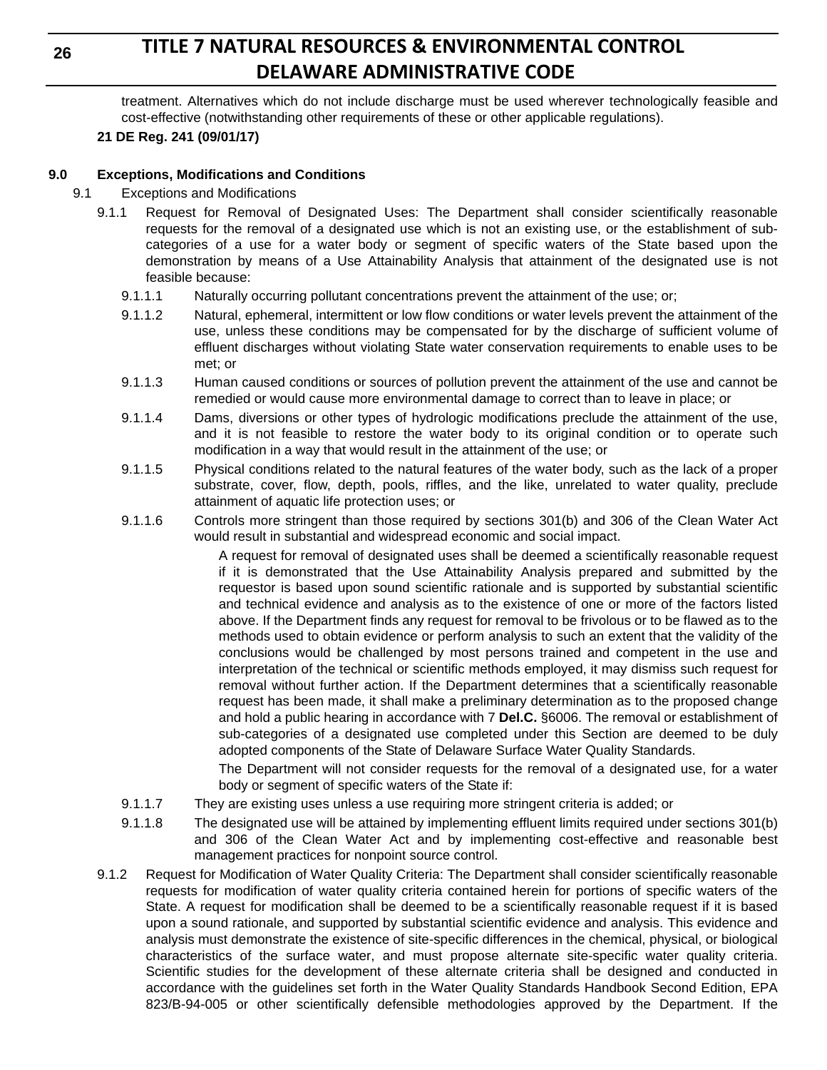treatment. Alternatives which do not include discharge must be used wherever technologically feasible and cost-effective (notwithstanding other requirements of these or other applicable regulations).

**21 DE Reg. 241 (09/01/17)**

## 9.0 Exceptions, Modifications and Conditions

9.1 Exceptions and Modifications

9.1.1 Request for Removal of Designated Uses: The Department shall consider scientifically reasonable requests for the removal of a designated use which is not an existing use, or the establishment of sub-categories of a use for a water body or segment of specific waters of the State based upon the demonstration by means of a Use Attainability Analysis that attainment of the designated use is not feasible because:

9.1.1.1 Naturally occurring pollutant concentrations prevent the attainment of the use; or;

9.1.1.2 Natural, ephemeral, intermittent or low flow conditions or water levels prevent the attainment of the use, unless these conditions may be compensated for by the discharge of sufficient volume of effluent discharges without violating State water conservation requirements to enable uses to be met; or

9.1.1.3 Human caused conditions or sources of pollution prevent the attainment of the use and cannot be remedied or would cause more environmental damage to correct than to leave in place; or

9.1.1.4 Dams, diversions or other types of hydrologic modifications preclude the attainment of the use, and it is not feasible to restore the water body to its original condition or to operate such modification in a way that would result in the attainment of the use; or

9.1.1.5 Physical conditions related to the natural features of the water body, such as the lack of a proper substrate, cover, flow, depth, pools, riffles, and the like, unrelated to water quality, preclude attainment of aquatic life protection uses; or

9.1.1.6 Controls more stringent than those required by sections 301(b) and 306 of the Clean Water Act would result in substantial and widespread economic and social impact.

A request for removal of designated uses shall be deemed a scientifically reasonable request if it is demonstrated that the Use Attainability Analysis prepared and submitted by the requestor is based upon sound scientific rationale and is supported by substantial scientific and technical evidence and analysis as to the existence of one or more of the factors listed above. If the Department finds any request for removal to be frivolous or to be flawed as to the methods used to obtain evidence or perform analysis to such an extent that the validity of the conclusions would be challenged by most persons trained and competent in the use and interpretation of the technical or scientific methods employed, it may dismiss such request for removal without further action. If the Department determines that a scientifically reasonable request has been made, it shall make a preliminary determination as to the proposed change and hold a public hearing in accordance with 7 **Del.C.** §6006. The removal or establishment of sub-categories of a designated use completed under this Section are deemed to be duly adopted components of the State of Delaware Surface Water Quality Standards.

The Department will not consider requests for the removal of a designated use, for a water body or segment of specific waters of the State if:

9.1.1.7 They are existing uses unless a use requiring more stringent criteria is added; or

9.1.1.8 The designated use will be attained by implementing effluent limits required under sections 301(b) and 306 of the Clean Water Act and by implementing cost-effective and reasonable best management practices for nonpoint source control.

9.1.2 Request for Modification of Water Quality Criteria: The Department shall consider scientifically reasonable requests for modification of water quality criteria contained herein for portions of specific waters of the State. A request for modification shall be deemed to be a scientifically reasonable request if it is based upon a sound rationale, and supported by substantial scientific evidence and analysis. This evidence and analysis must demonstrate the existence of site-specific differences in the chemical, physical, or biological characteristics of the surface water, and must propose alternate site-specific water quality criteria. Scientific studies for the development of these alternate criteria shall be designed and conducted in accordance with the guidelines set forth in the Water Quality Standards Handbook Second Edition, EPA 823/B-94-005 or other scientifically defensible methodologies approved by the Department. If the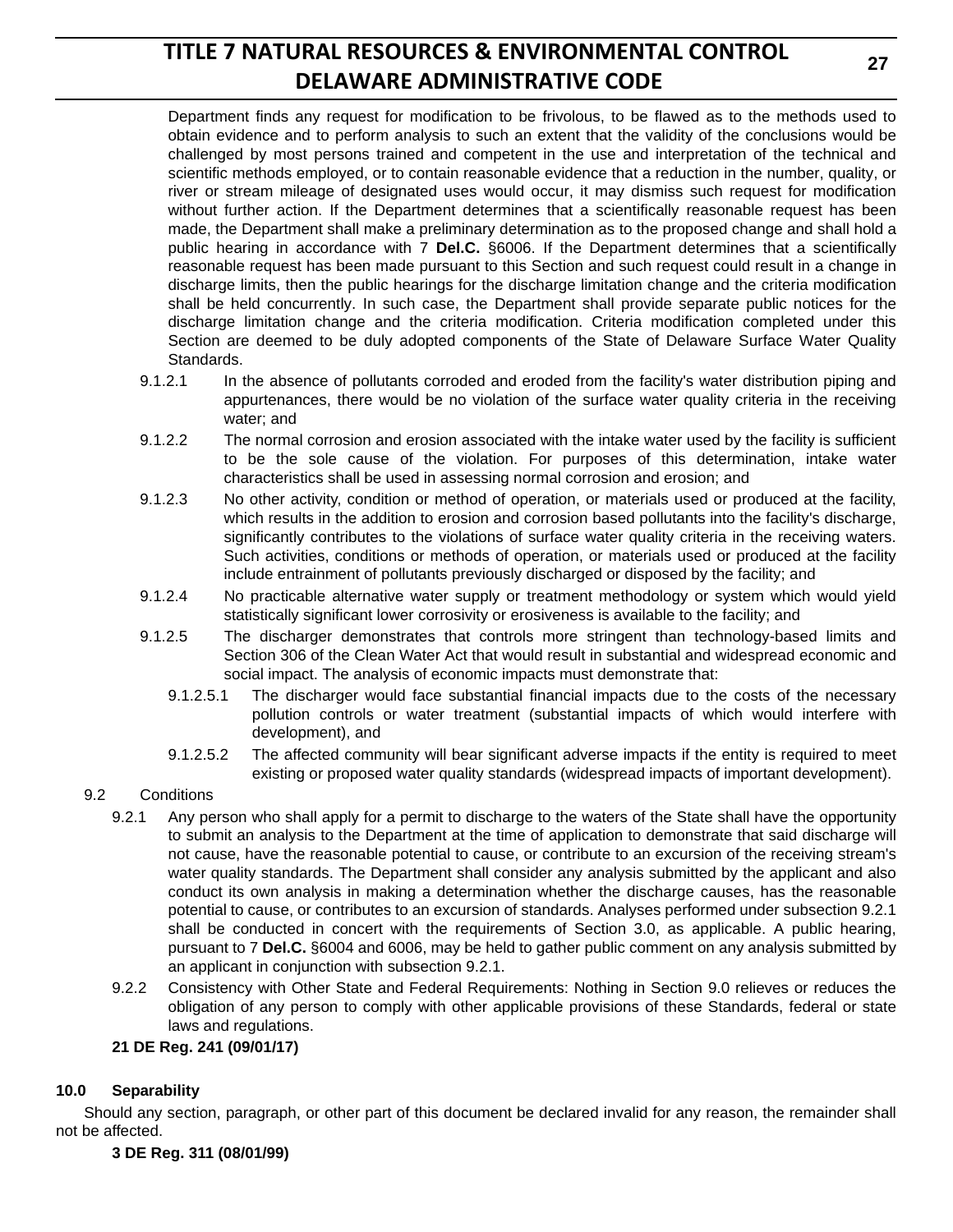Department finds any request for modification to be frivolous, to be flawed as to the methods used to obtain evidence and to perform analysis to such an extent that the validity of the conclusions would be challenged by most persons trained and competent in the use and interpretation of the technical and scientific methods employed, or to contain reasonable evidence that a reduction in the number, quality, or river or stream mileage of designated uses would occur, it may dismiss such request for modification without further action. If the Department determines that a scientifically reasonable request has been made, the Department shall make a preliminary determination as to the proposed change and shall hold a public hearing in accordance with 7 **Del.C.** §6006. If the Department determines that a scientifically reasonable request has been made pursuant to this Section and such request could result in a change in discharge limits, then the public hearings for the discharge limitation change and the criteria modification shall be held concurrently. In such case, the Department shall provide separate public notices for the discharge limitation change and the criteria modification. Criteria modification completed under this Section are deemed to be duly adopted components of the State of Delaware Surface Water Quality Standards.

9.1.2.1 In the absence of pollutants corroded and eroded from the facility's water distribution piping and appurtenances, there would be no violation of the surface water quality criteria in the receiving water; and

9.1.2.2 The normal corrosion and erosion associated with the intake water used by the facility is sufficient to be the sole cause of the violation. For purposes of this determination, intake water characteristics shall be used in assessing normal corrosion and erosion; and

9.1.2.3 No other activity, condition or method of operation, or materials used or produced at the facility, which results in the addition to erosion and corrosion based pollutants into the facility's discharge, significantly contributes to the violations of surface water quality criteria in the receiving waters. Such activities, conditions or methods of operation, or materials used or produced at the facility include entrainment of pollutants previously discharged or disposed by the facility; and

9.1.2.4 No practicable alternative water supply or treatment methodology or system which would yield statistically significant lower corrosivity or erosiveness is available to the facility; and

9.1.2.5 The discharger demonstrates that controls more stringent than technology-based limits and Section 306 of the Clean Water Act that would result in substantial and widespread economic and social impact. The analysis of economic impacts must demonstrate that:

9.1.2.5.1 The discharger would face substantial financial impacts due to the costs of the necessary pollution controls or water treatment (substantial impacts of which would interfere with development), and

9.1.2.5.2 The affected community will bear significant adverse impacts if the entity is required to meet existing or proposed water quality standards (widespread impacts of important development).

9.2 Conditions

9.2.1 Any person who shall apply for a permit to discharge to the waters of the State shall have the opportunity to submit an analysis to the Department at the time of application to demonstrate that said discharge will not cause, have the reasonable potential to cause, or contribute to an excursion of the receiving stream's water quality standards. The Department shall consider any analysis submitted by the applicant and also conduct its own analysis in making a determination whether the discharge causes, has the reasonable potential to cause, or contributes to an excursion of standards. Analyses performed under subsection 9.2.1 shall be conducted in concert with the requirements of Section 3.0, as applicable. A public hearing, pursuant to 7 **Del.C.** §6004 and 6006, may be held to gather public comment on any analysis submitted by an applicant in conjunction with subsection 9.2.1.

9.2.2 Consistency with Other State and Federal Requirements: Nothing in Section 9.0 relieves or reduces the obligation of any person to comply with other applicable provisions of these Standards, federal or state laws and regulations.

**21 DE Reg. 241 (09/01/17)**

## 10.0 Separability

Should any section, paragraph, or other part of this document be declared invalid for any reason, the remainder shall not be affected.

**3 DE Reg. 311 (08/01/99)**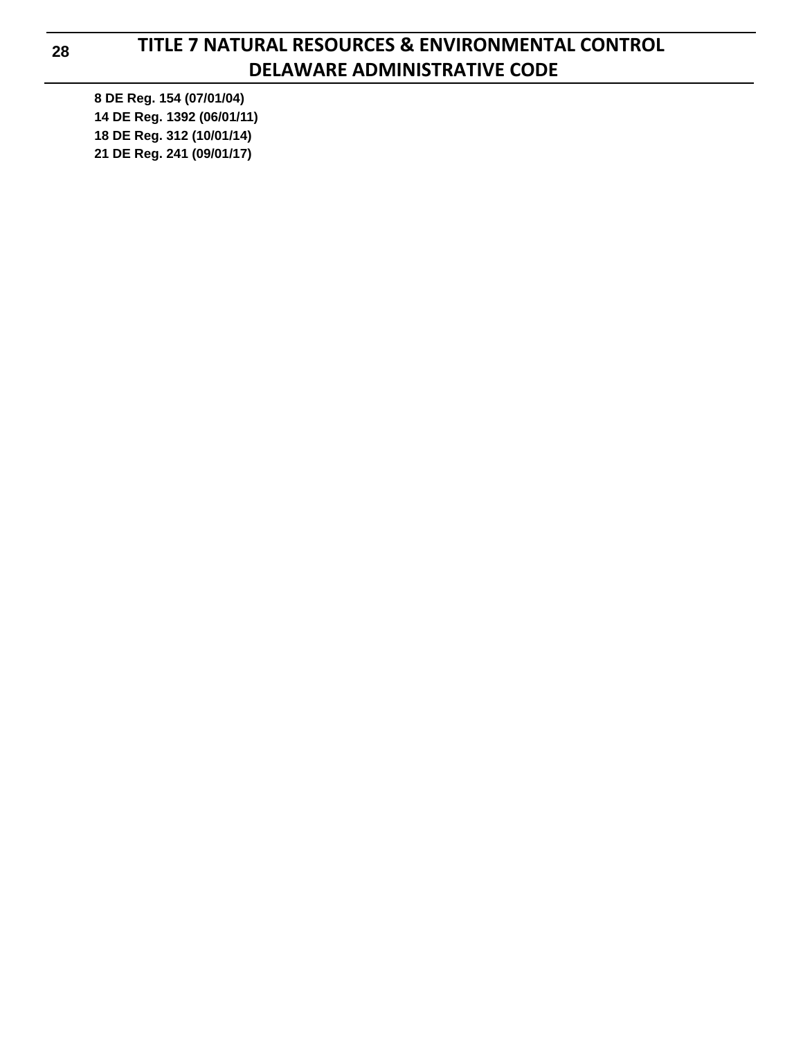**8 DE Reg. 154 (07/01/04)**
**14 DE Reg. 1392 (06/01/11)**
**18 DE Reg. 312 (10/01/14)**
**21 DE Reg. 241 (09/01/17)**